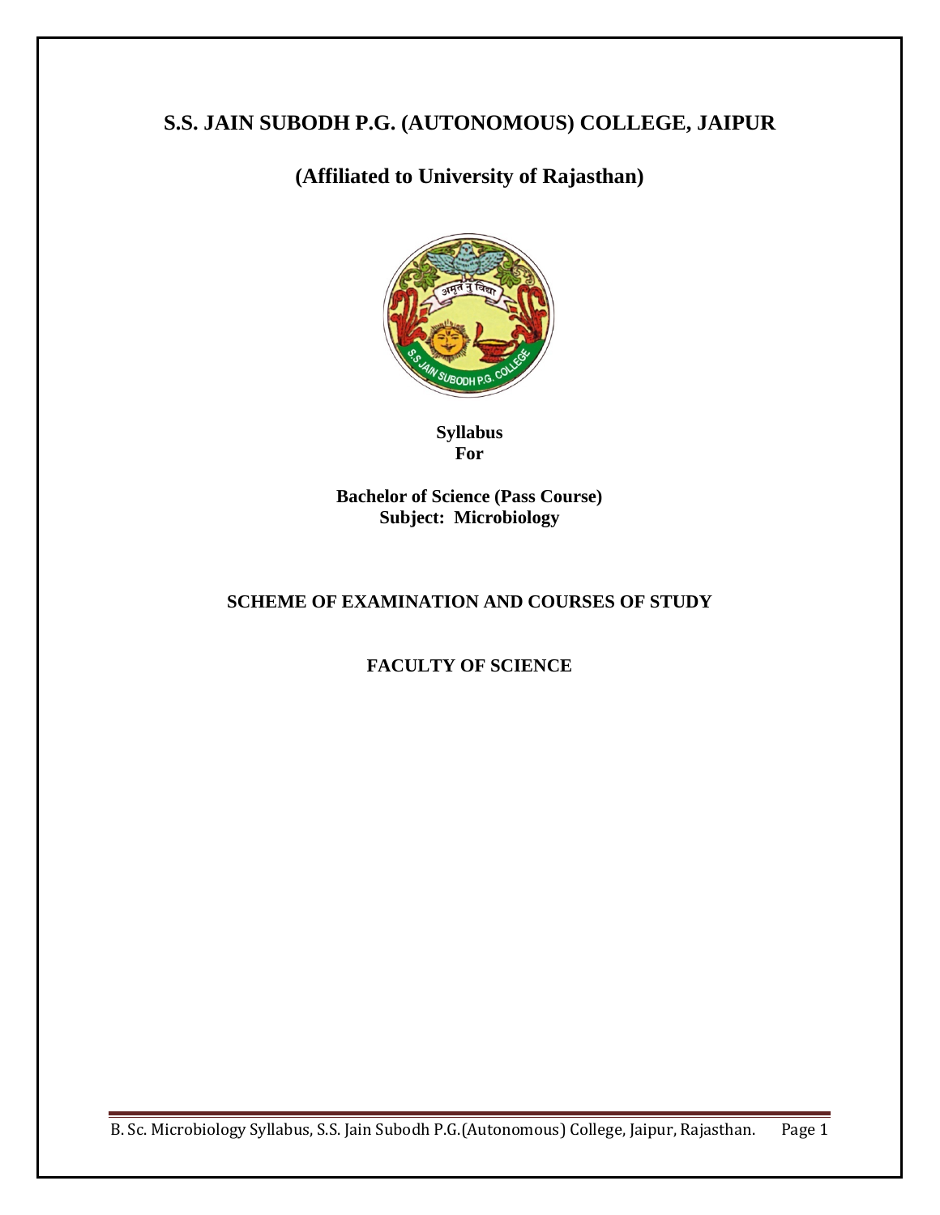# S.S. JAIN SUBODH P.G. (AUTONOMOUS) COLLEGE, JAIPUR

## (Affiliated to University of Rajasthan)

**Syllabus**
**For**

**Bachelor of Science (Pass Course)**
**Subject: Microbiology**

### SCHEME OF EXAMINATION AND COURSES OF STUDY

### FACULTY OF SCIENCE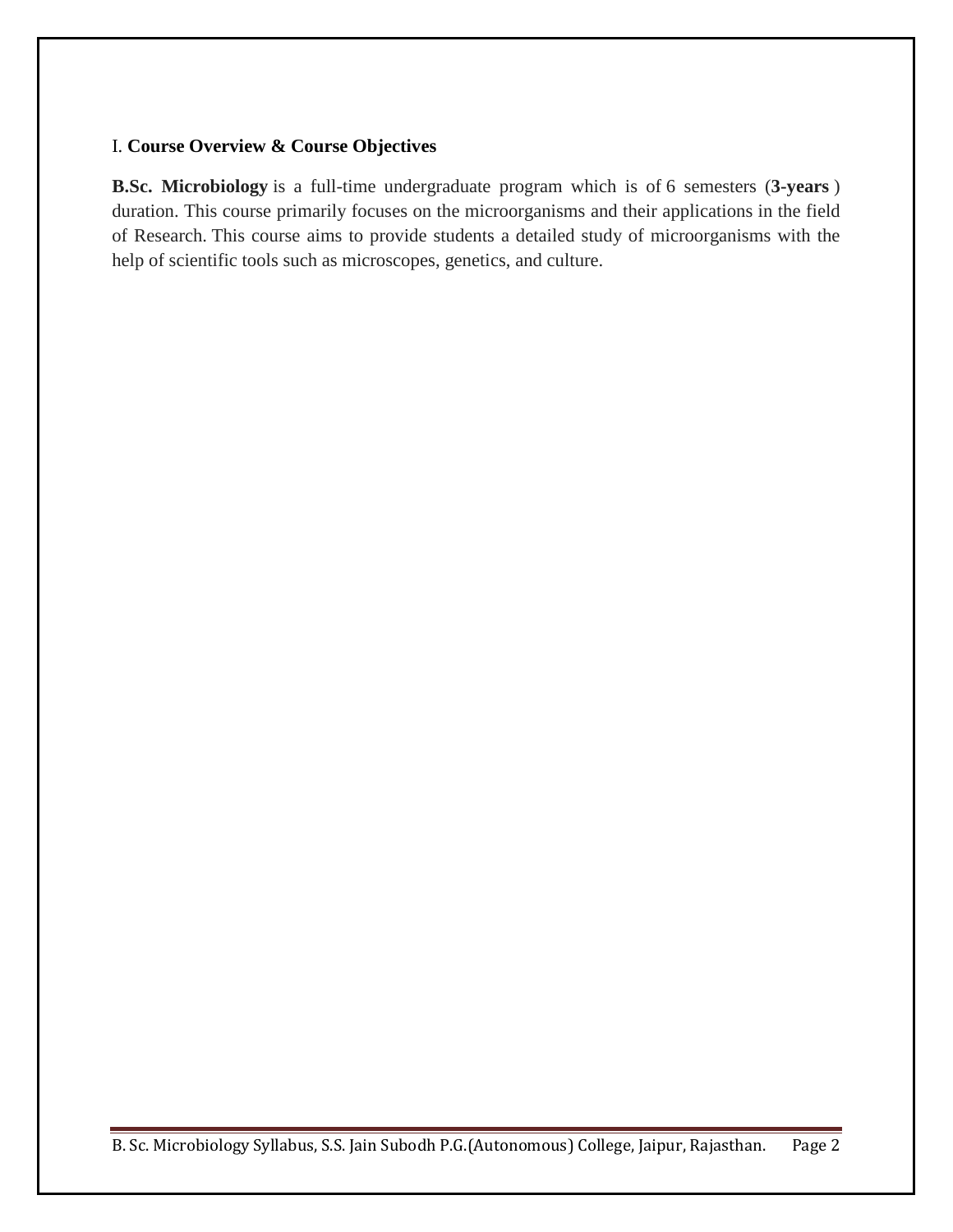## I. **Course Overview & Course Objectives**

**B.Sc. Microbiology** is a full-time undergraduate program which is of 6 semesters (**3-years**) duration. This course primarily focuses on the microorganisms and their applications in the field of Research. This course aims to provide students a detailed study of microorganisms with the help of scientific tools such as microscopes, genetics, and culture.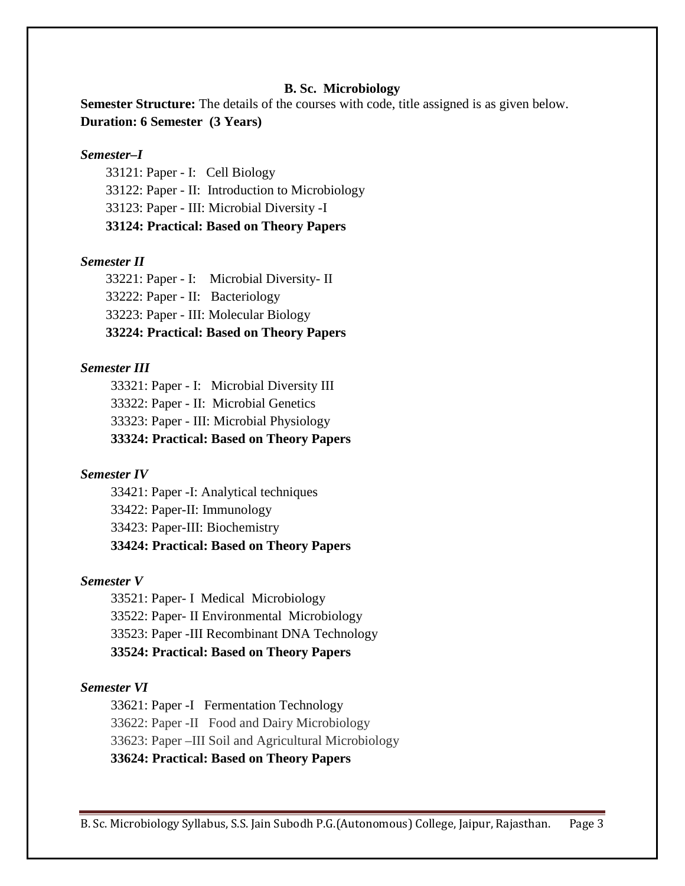## B. Sc. Microbiology

**Semester Structure:** The details of the courses with code, title assigned is as given below.

**Duration: 6 Semester (3 Years)**

### *Semester–I*

33121: Paper - I: Cell Biology
33122: Paper - II: Introduction to Microbiology
33123: Paper - III: Microbial Diversity -I
**33124: Practical: Based on Theory Papers**

### *Semester II*

33221: Paper - I: Microbial Diversity- II
33222: Paper - II: Bacteriology
33223: Paper - III: Molecular Biology
**33224: Practical: Based on Theory Papers**

### *Semester III*

33321: Paper - I: Microbial Diversity III
33322: Paper - II: Microbial Genetics
33323: Paper - III: Microbial Physiology
**33324: Practical: Based on Theory Papers**

### *Semester IV*

33421: Paper -I: Analytical techniques
33422: Paper-II: Immunology
33423: Paper-III: Biochemistry
**33424: Practical: Based on Theory Papers**

### *Semester V*

33521: Paper- I Medical Microbiology
33522: Paper- II Environmental Microbiology
33523: Paper -III Recombinant DNA Technology
**33524: Practical: Based on Theory Papers**

### *Semester VI*

33621: Paper -I Fermentation Technology
33622: Paper -II Food and Dairy Microbiology
33623: Paper –III Soil and Agricultural Microbiology
**33624: Practical: Based on Theory Papers**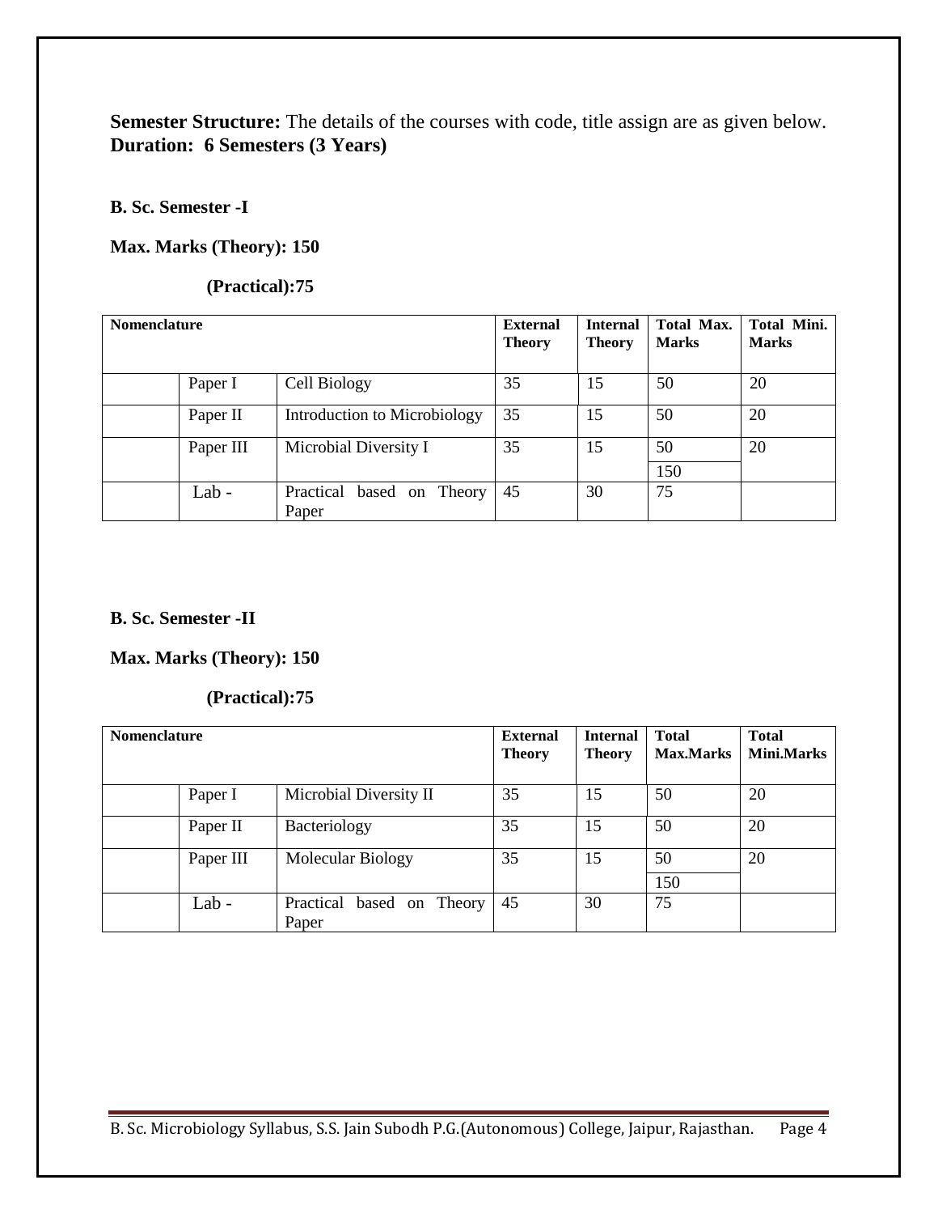**Semester Structure:** The details of the courses with code, title assign are as given below.
**Duration: 6 Semesters (3 Years)**

**B. Sc. Semester -I**

**Max. Marks (Theory): 150**

**(Practical):75**

| **Nomenclature** | | | **External Theory** | **Internal Theory** | **Total Max. Marks** | **Total Mini. Marks** |
|---|---|---|---|---|---|---|
| | Paper I | Cell Biology | 35 | 15 | 50 | 20 |
| | Paper II | Introduction to Microbiology | 35 | 15 | 50 | 20 |
| | Paper III | Microbial Diversity I | 35 | 15 | 50<br>150 | 20 |
| | Lab - | Practical based on Theory Paper | 45 | 30 | 75 | |

**B. Sc. Semester -II**

**Max. Marks (Theory): 150**

**(Practical):75**

| **Nomenclature** | | | **External Theory** | **Internal Theory** | **Total Max.Marks** | **Total Mini.Marks** |
|---|---|---|---|---|---|---|
| | Paper I | Microbial Diversity II | 35 | 15 | 50 | 20 |
| | Paper II | Bacteriology | 35 | 15 | 50 | 20 |
| | Paper III | Molecular Biology | 35 | 15 | 50<br>150 | 20 |
| | Lab - | Practical based on Theory Paper | 45 | 30 | 75 | |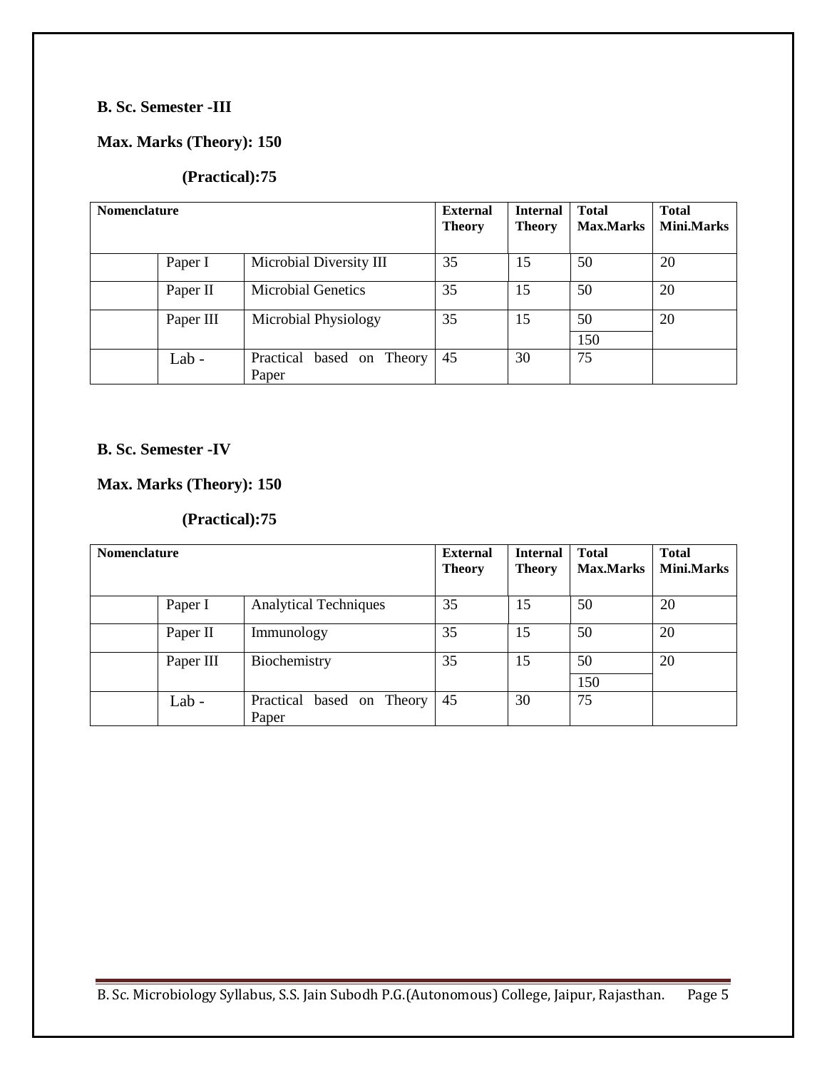**B. Sc. Semester -III**

**Max. Marks (Theory): 150**

**(Practical):75**

| Nomenclature | | | External Theory | Internal Theory | Total Max.Marks | Total Mini.Marks |
|---|---|---|---|---|---|---|
| | Paper I | Microbial Diversity III | 35 | 15 | 50 | 20 |
| | Paper II | Microbial Genetics | 35 | 15 | 50 | 20 |
| | Paper III | Microbial Physiology | 35 | 15 | 50<br>150 | 20 |
| | Lab - | Practical based on Theory Paper | 45 | 30 | 75 | |

**B. Sc. Semester -IV**

**Max. Marks (Theory): 150**

**(Practical):75**

| Nomenclature | | | External Theory | Internal Theory | Total Max.Marks | Total Mini.Marks |
|---|---|---|---|---|---|---|
| | Paper I | Analytical Techniques | 35 | 15 | 50 | 20 |
| | Paper II | Immunology | 35 | 15 | 50 | 20 |
| | Paper III | Biochemistry | 35 | 15 | 50<br>150 | 20 |
| | Lab - | Practical based on Theory Paper | 45 | 30 | 75 | |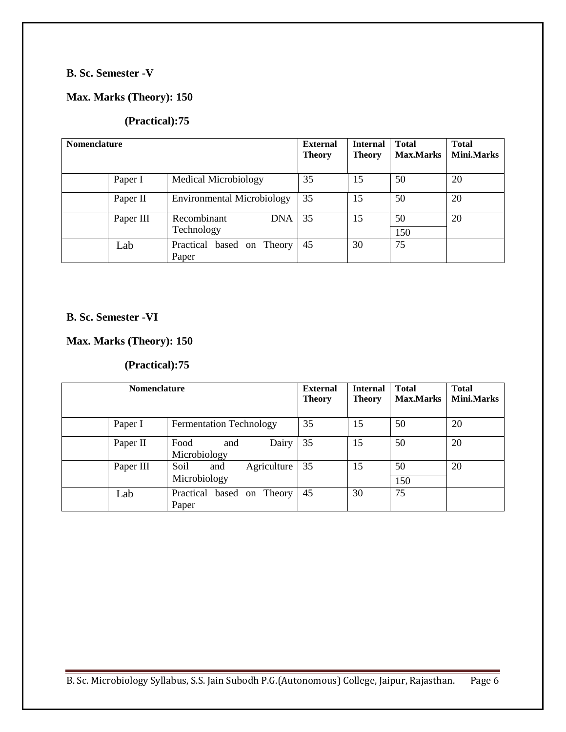**B. Sc. Semester -V**

**Max. Marks (Theory): 150**

**(Practical):75**

| Nomenclature | | | External Theory | Internal Theory | Total Max.Marks | Total Mini.Marks |
|---|---|---|---|---|---|---|
| | Paper I | Medical Microbiology | 35 | 15 | 50 | 20 |
| | Paper II | Environmental Microbiology | 35 | 15 | 50 | 20 |
| | Paper III | Recombinant DNA Technology | 35 | 15 | 50<br>150 | 20 |
| | Lab | Practical based on Theory Paper | 45 | 30 | 75 | |

**B. Sc. Semester -VI**

**Max. Marks (Theory): 150**

**(Practical):75**

| Nomenclature | | | External Theory | Internal Theory | Total Max.Marks | Total Mini.Marks |
|---|---|---|---|---|---|---|
| | Paper I | Fermentation Technology | 35 | 15 | 50 | 20 |
| | Paper II | Food and Dairy Microbiology | 35 | 15 | 50 | 20 |
| | Paper III | Soil and Agriculture Microbiology | 35 | 15 | 50<br>150 | 20 |
| | Lab | Practical based on Theory Paper | 45 | 30 | 75 | |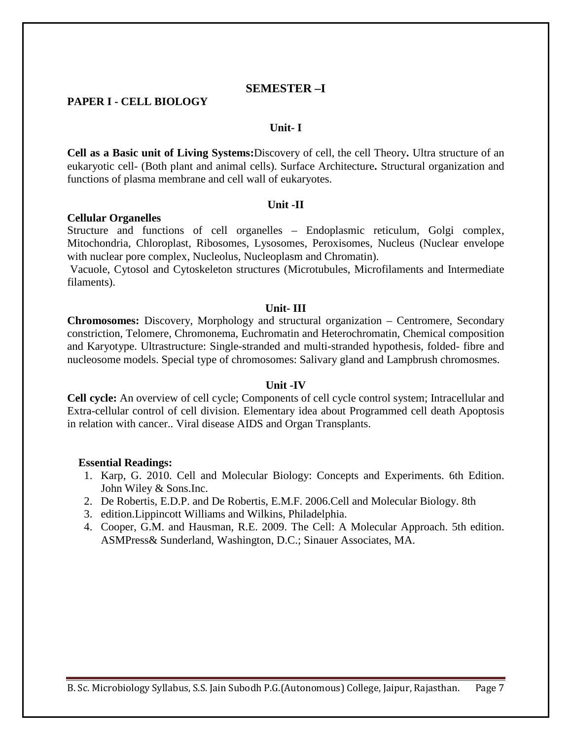## SEMESTER –I

### PAPER I - CELL BIOLOGY

#### Unit- I

**Cell as a Basic unit of Living Systems:**Discovery of cell, the cell Theory**.** Ultra structure of an eukaryotic cell- (Both plant and animal cells). Surface Architecture**.** Structural organization and functions of plasma membrane and cell wall of eukaryotes.

#### Unit -II

**Cellular Organelles**

Structure and functions of cell organelles – Endoplasmic reticulum, Golgi complex, Mitochondria, Chloroplast, Ribosomes, Lysosomes, Peroxisomes, Nucleus (Nuclear envelope with nuclear pore complex, Nucleolus, Nucleoplasm and Chromatin).

Vacuole, Cytosol and Cytoskeleton structures (Microtubules, Microfilaments and Intermediate filaments).

#### Unit- III

**Chromosomes:** Discovery, Morphology and structural organization – Centromere, Secondary constriction, Telomere, Chromonema, Euchromatin and Heterochromatin, Chemical composition and Karyotype. Ultrastructure: Single-stranded and multi-stranded hypothesis, folded- fibre and nucleosome models. Special type of chromosomes: Salivary gland and Lampbrush chromosmes.

#### Unit -IV

**Cell cycle:** An overview of cell cycle; Components of cell cycle control system; Intracellular and Extra-cellular control of cell division. Elementary idea about Programmed cell death Apoptosis in relation with cancer.. Viral disease AIDS and Organ Transplants.

**Essential Readings:**

1. Karp, G. 2010. Cell and Molecular Biology: Concepts and Experiments. 6th Edition. John Wiley & Sons.Inc.
2. De Robertis, E.D.P. and De Robertis, E.M.F. 2006.Cell and Molecular Biology. 8th
3. edition.Lippincott Williams and Wilkins, Philadelphia.
4. Cooper, G.M. and Hausman, R.E. 2009. The Cell: A Molecular Approach. 5th edition. ASMPress& Sunderland, Washington, D.C.; Sinauer Associates, MA.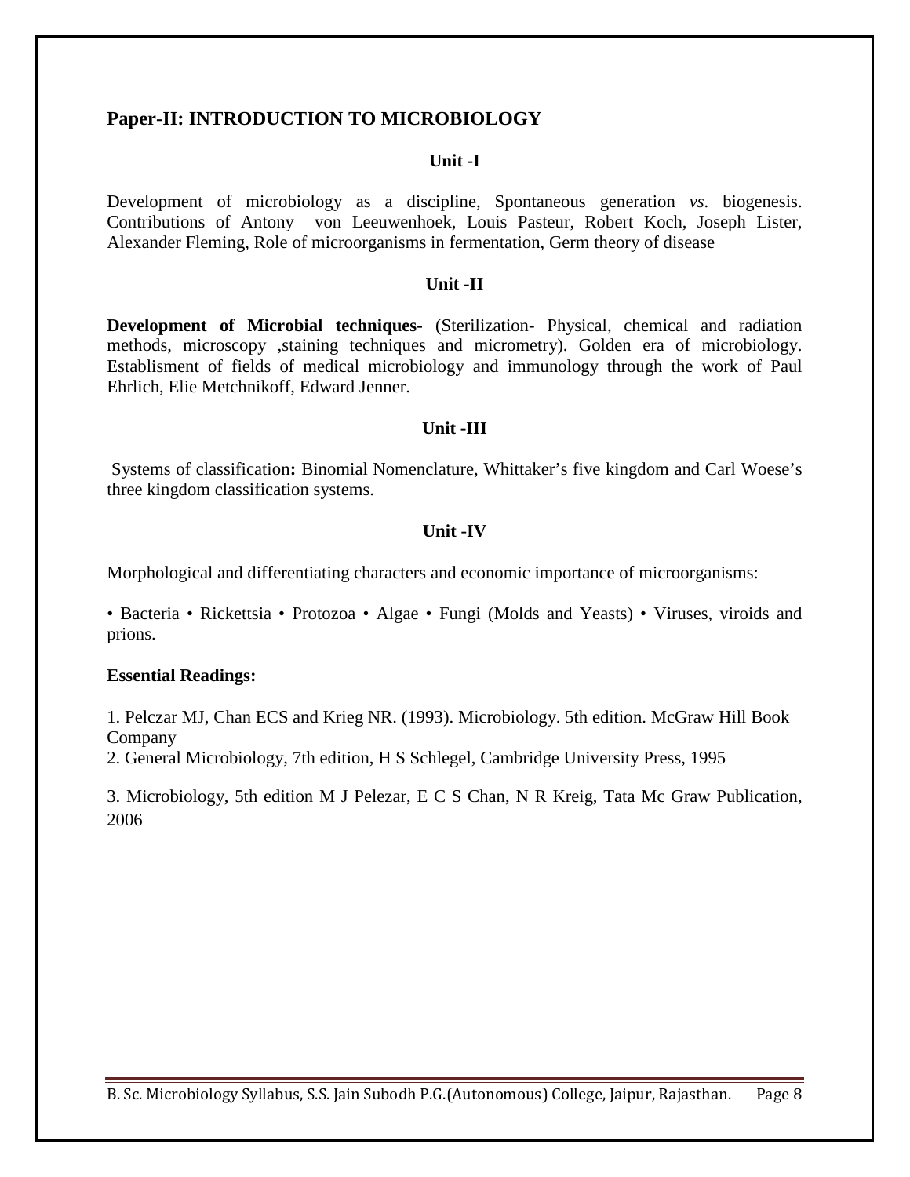## Paper-II: INTRODUCTION TO MICROBIOLOGY

### Unit -I

Development of microbiology as a discipline, Spontaneous generation *vs.* biogenesis. Contributions of Antony von Leeuwenhoek, Louis Pasteur, Robert Koch, Joseph Lister, Alexander Fleming, Role of microorganisms in fermentation, Germ theory of disease

### Unit -II

**Development of Microbial techniques-** (Sterilization- Physical, chemical and radiation methods, microscopy ,staining techniques and micrometry). Golden era of microbiology. Establisment of fields of medical microbiology and immunology through the work of Paul Ehrlich, Elie Metchnikoff, Edward Jenner.

### Unit -III

Systems of classification**:** Binomial Nomenclature, Whittaker's five kingdom and Carl Woese's three kingdom classification systems.

### Unit -IV

Morphological and differentiating characters and economic importance of microorganisms:

• Bacteria • Rickettsia • Protozoa • Algae • Fungi (Molds and Yeasts) • Viruses, viroids and prions.

**Essential Readings:**

1. Pelczar MJ, Chan ECS and Krieg NR. (1993). Microbiology. 5th edition. McGraw Hill Book Company
2. General Microbiology, 7th edition, H S Schlegel, Cambridge University Press, 1995
3. Microbiology, 5th edition M J Pelezar, E C S Chan, N R Kreig, Tata Mc Graw Publication, 2006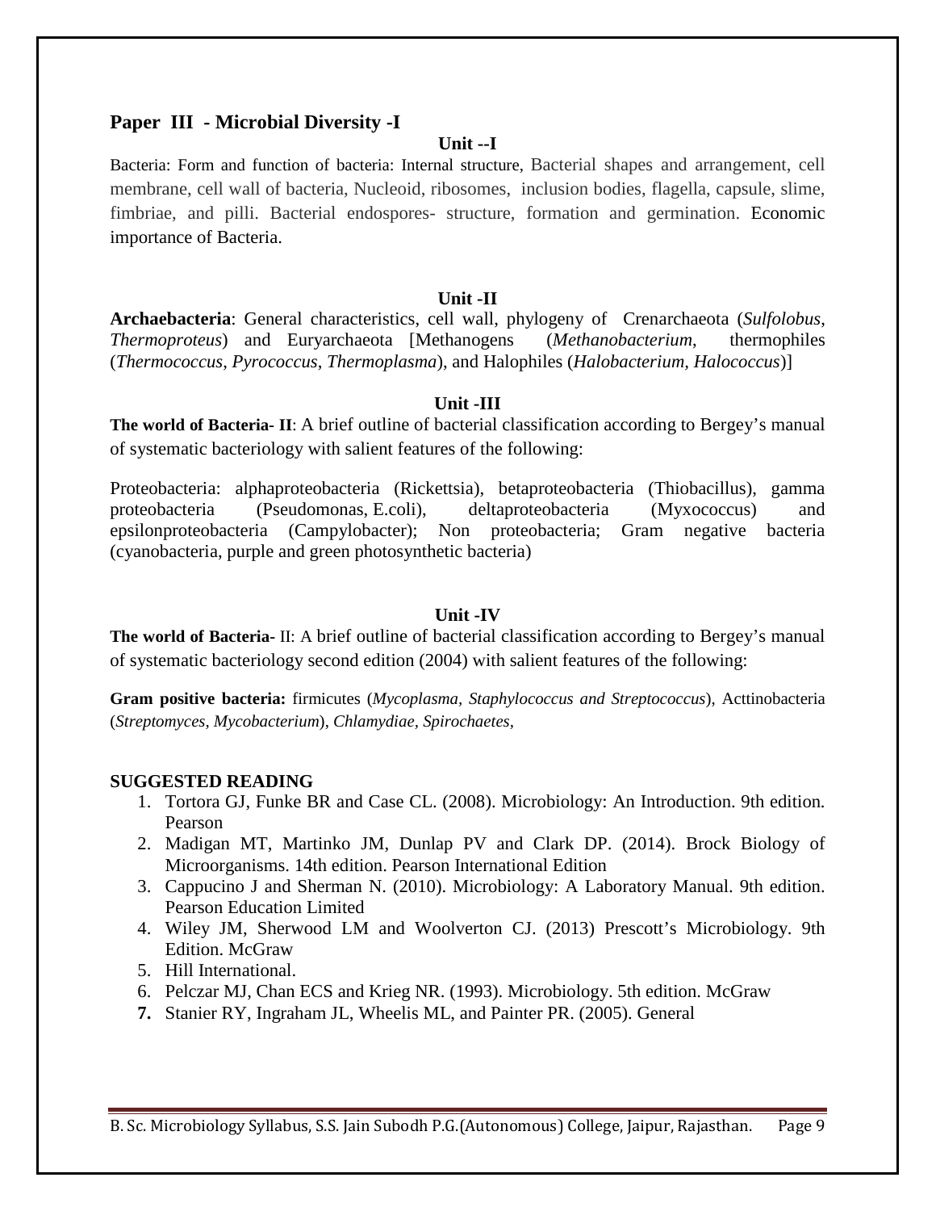## Paper III - Microbial Diversity -I

### Unit --I

Bacteria: Form and function of bacteria: Internal structure, Bacterial shapes and arrangement, cell membrane, cell wall of bacteria, Nucleoid, ribosomes, inclusion bodies, flagella, capsule, slime, fimbriae, and pilli. Bacterial endospores- structure, formation and germination. Economic importance of Bacteria.

### Unit -II

**Archaebacteria**: General characteristics, cell wall, phylogeny of Crenarchaeota (*Sulfolobus*, *Thermoproteus*) and Euryarchaeota [Methanogens (*Methanobacterium*, thermophiles (*Thermococcus*, *Pyrococcus*, *Thermoplasma*), and Halophiles (*Halobacterium, Halococcus*)]

### Unit -III

**The world of Bacteria- II**: A brief outline of bacterial classification according to Bergey's manual of systematic bacteriology with salient features of the following:

Proteobacteria: alphaproteobacteria (Rickettsia), betaproteobacteria (Thiobacillus), gamma proteobacteria (Pseudomonas, E.coli), deltaproteobacteria (Myxococcus) and epsilonproteobacteria (Campylobacter); Non proteobacteria; Gram negative bacteria (cyanobacteria, purple and green photosynthetic bacteria)

### Unit -IV

**The world of Bacteria-** II: A brief outline of bacterial classification according to Bergey's manual of systematic bacteriology second edition (2004) with salient features of the following:

**Gram positive bacteria:** firmicutes (*Mycoplasma*, *Staphylococcus and Streptococcus*), Acttinobacteria (*Streptomyces, Mycobacterium*), *Chlamydiae, Spirochaetes,*

**SUGGESTED READING**

1. Tortora GJ, Funke BR and Case CL. (2008). Microbiology: An Introduction. 9th edition. Pearson
2. Madigan MT, Martinko JM, Dunlap PV and Clark DP. (2014). Brock Biology of Microorganisms. 14th edition. Pearson International Edition
3. Cappucino J and Sherman N. (2010). Microbiology: A Laboratory Manual. 9th edition. Pearson Education Limited
4. Wiley JM, Sherwood LM and Woolverton CJ. (2013) Prescott's Microbiology. 9th Edition. McGraw
5. Hill International.
6. Pelczar MJ, Chan ECS and Krieg NR. (1993). Microbiology. 5th edition. McGraw
7. Stanier RY, Ingraham JL, Wheelis ML, and Painter PR. (2005). General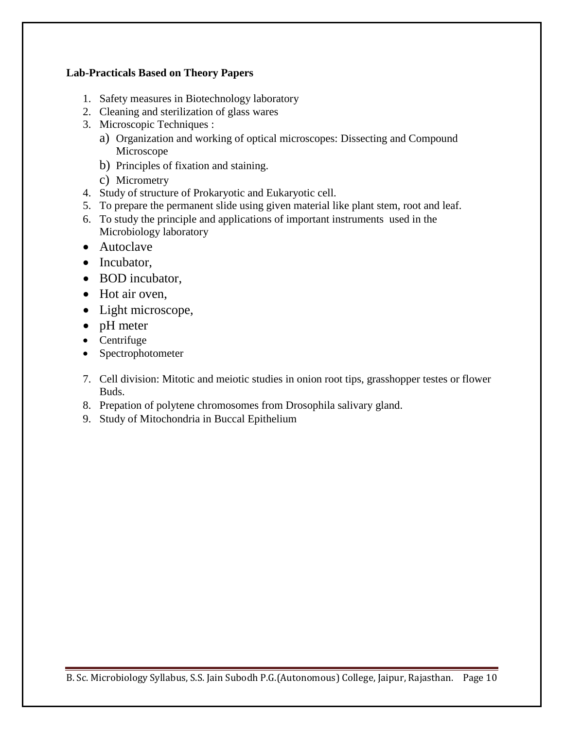**Lab-Practicals Based on Theory Papers**

1. Safety measures in Biotechnology laboratory
2. Cleaning and sterilization of glass wares
3. Microscopic Techniques :
   a) Organization and working of optical microscopes: Dissecting and Compound Microscope
   b) Principles of fixation and staining.
   c) Micrometry
4. Study of structure of Prokaryotic and Eukaryotic cell.
5. To prepare the permanent slide using given material like plant stem, root and leaf.
6. To study the principle and applications of important instruments used in the Microbiology laboratory

- Autoclave
- Incubator,
- BOD incubator,
- Hot air oven,
- Light microscope,
- pH meter
- Centrifuge
- Spectrophotometer

7. Cell division: Mitotic and meiotic studies in onion root tips, grasshopper testes or flower Buds.
8. Prepation of polytene chromosomes from Drosophila salivary gland.
9. Study of Mitochondria in Buccal Epithelium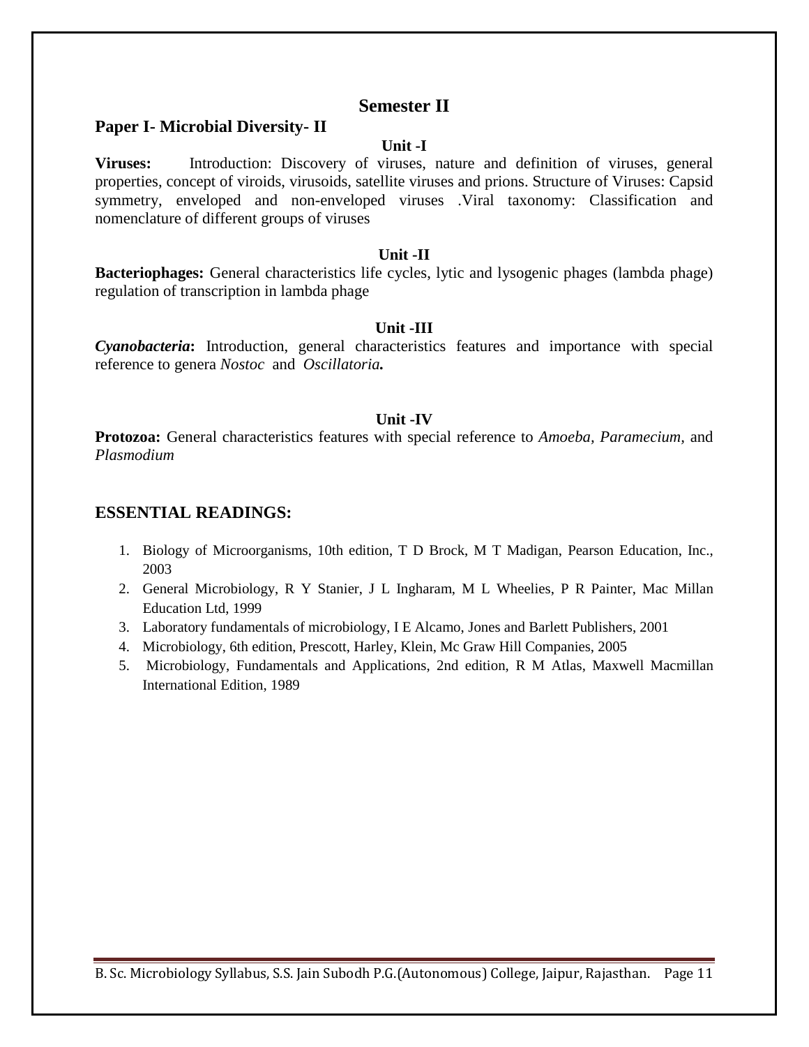## Semester II

### Paper I- Microbial Diversity- II

**Unit -I**

**Viruses:** Introduction: Discovery of viruses, nature and definition of viruses, general properties, concept of viroids, virusoids, satellite viruses and prions. Structure of Viruses: Capsid symmetry, enveloped and non-enveloped viruses .Viral taxonomy: Classification and nomenclature of different groups of viruses

**Unit -II**

**Bacteriophages:** General characteristics life cycles, lytic and lysogenic phages (lambda phage) regulation of transcription in lambda phage

**Unit -III**

***Cyanobacteria*:** Introduction, general characteristics features and importance with special reference to genera *Nostoc* and ***Oscillatoria.***

**Unit -IV**

**Protozoa:** General characteristics features with special reference to *Amoeba, Paramecium,* and *Plasmodium*

### ESSENTIAL READINGS:

1. Biology of Microorganisms, 10th edition, T D Brock, M T Madigan, Pearson Education, Inc., 2003
2. General Microbiology, R Y Stanier, J L Ingharam, M L Wheelies, P R Painter, Mac Millan Education Ltd, 1999
3. Laboratory fundamentals of microbiology, I E Alcamo, Jones and Barlett Publishers, 2001
4. Microbiology, 6th edition, Prescott, Harley, Klein, Mc Graw Hill Companies, 2005
5. Microbiology, Fundamentals and Applications, 2nd edition, R M Atlas, Maxwell Macmillan International Edition, 1989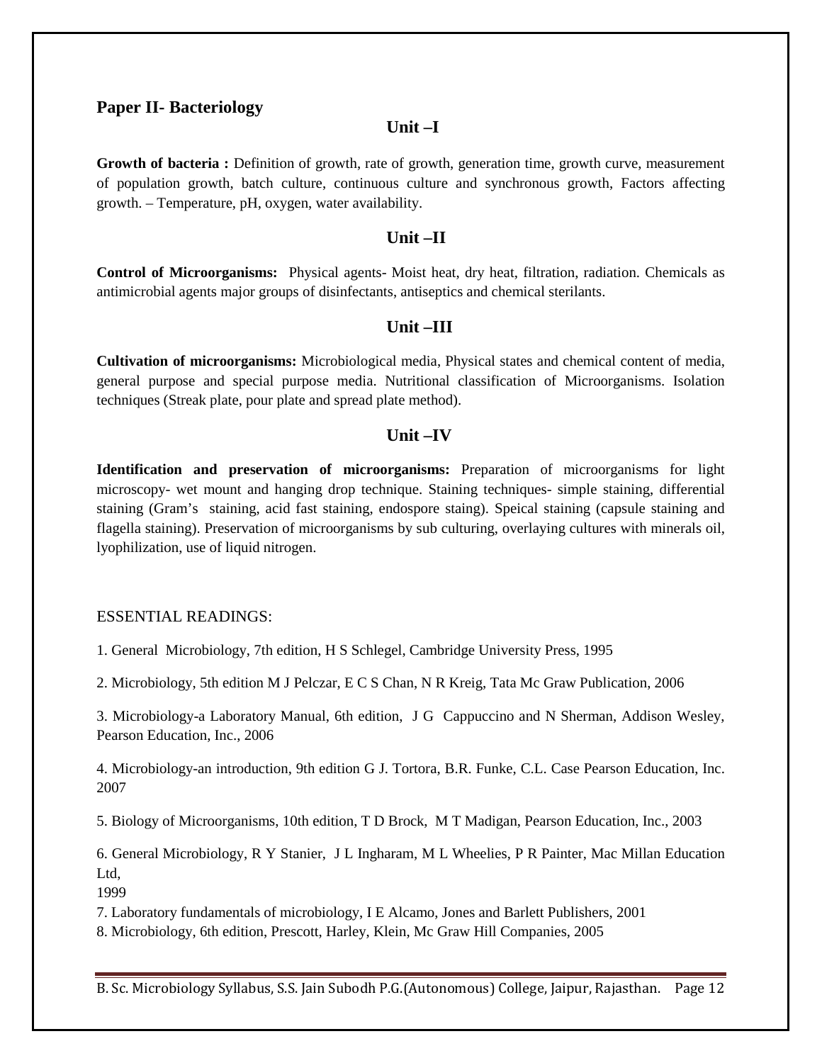## Paper II- Bacteriology

### Unit –I

**Growth of bacteria :** Definition of growth, rate of growth, generation time, growth curve, measurement of population growth, batch culture, continuous culture and synchronous growth, Factors affecting growth. – Temperature, pH, oxygen, water availability.

### Unit –II

**Control of Microorganisms:** Physical agents- Moist heat, dry heat, filtration, radiation. Chemicals as antimicrobial agents major groups of disinfectants, antiseptics and chemical sterilants.

### Unit –III

**Cultivation of microorganisms:** Microbiological media, Physical states and chemical content of media, general purpose and special purpose media. Nutritional classification of Microorganisms. Isolation techniques (Streak plate, pour plate and spread plate method).

### Unit –IV

**Identification and preservation of microorganisms:** Preparation of microorganisms for light microscopy- wet mount and hanging drop technique. Staining techniques- simple staining, differential staining (Gram's staining, acid fast staining, endospore staing). Speical staining (capsule staining and flagella staining). Preservation of microorganisms by sub culturing, overlaying cultures with minerals oil, lyophilization, use of liquid nitrogen.

ESSENTIAL READINGS:

1. General Microbiology, 7th edition, H S Schlegel, Cambridge University Press, 1995

2. Microbiology, 5th edition M J Pelczar, E C S Chan, N R Kreig, Tata Mc Graw Publication, 2006

3. Microbiology-a Laboratory Manual, 6th edition, J G Cappuccino and N Sherman, Addison Wesley, Pearson Education, Inc., 2006

4. Microbiology-an introduction, 9th edition G J. Tortora, B.R. Funke, C.L. Case Pearson Education, Inc. 2007

5. Biology of Microorganisms, 10th edition, T D Brock, M T Madigan, Pearson Education, Inc., 2003

6. General Microbiology, R Y Stanier, J L Ingharam, M L Wheelies, P R Painter, Mac Millan Education Ltd, 1999

7. Laboratory fundamentals of microbiology, I E Alcamo, Jones and Barlett Publishers, 2001

8. Microbiology, 6th edition, Prescott, Harley, Klein, Mc Graw Hill Companies, 2005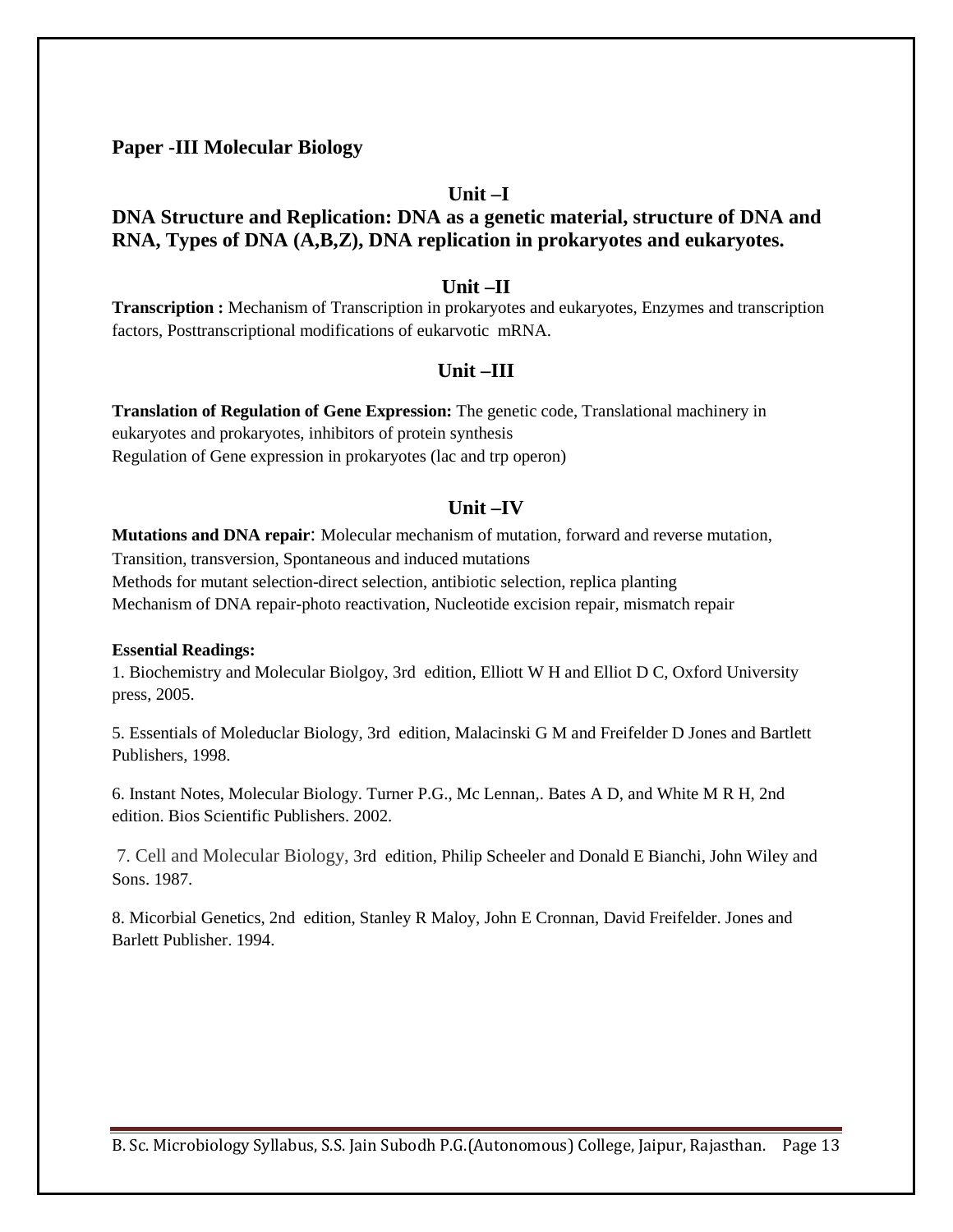## Paper -III Molecular Biology

### Unit –I

**DNA Structure and Replication: DNA as a genetic material, structure of DNA and RNA, Types of DNA (A,B,Z), DNA replication in prokaryotes and eukaryotes.**

### Unit –II

**Transcription :** Mechanism of Transcription in prokaryotes and eukaryotes, Enzymes and transcription factors, Posttranscriptional modifications of eukarvotic mRNA.

### Unit –III

**Translation of Regulation of Gene Expression:** The genetic code, Translational machinery in eukaryotes and prokaryotes, inhibitors of protein synthesis
Regulation of Gene expression in prokaryotes (lac and trp operon)

### Unit –IV

**Mutations and DNA repair**: Molecular mechanism of mutation, forward and reverse mutation, Transition, transversion, Spontaneous and induced mutations
Methods for mutant selection-direct selection, antibiotic selection, replica planting
Mechanism of DNA repair-photo reactivation, Nucleotide excision repair, mismatch repair

**Essential Readings:**

1. Biochemistry and Molecular Biolgoy, 3rd edition, Elliott W H and Elliot D C, Oxford University press, 2005.

5. Essentials of Moleduclar Biology, 3rd edition, Malacinski G M and Freifelder D Jones and Bartlett Publishers, 1998.

6. Instant Notes, Molecular Biology. Turner P.G., Mc Lennan,. Bates A D, and White M R H, 2nd edition. Bios Scientific Publishers. 2002.

7. Cell and Molecular Biology, 3rd edition, Philip Scheeler and Donald E Bianchi, John Wiley and Sons. 1987.

8. Micorbial Genetics, 2nd edition, Stanley R Maloy, John E Cronnan, David Freifelder. Jones and Barlett Publisher. 1994.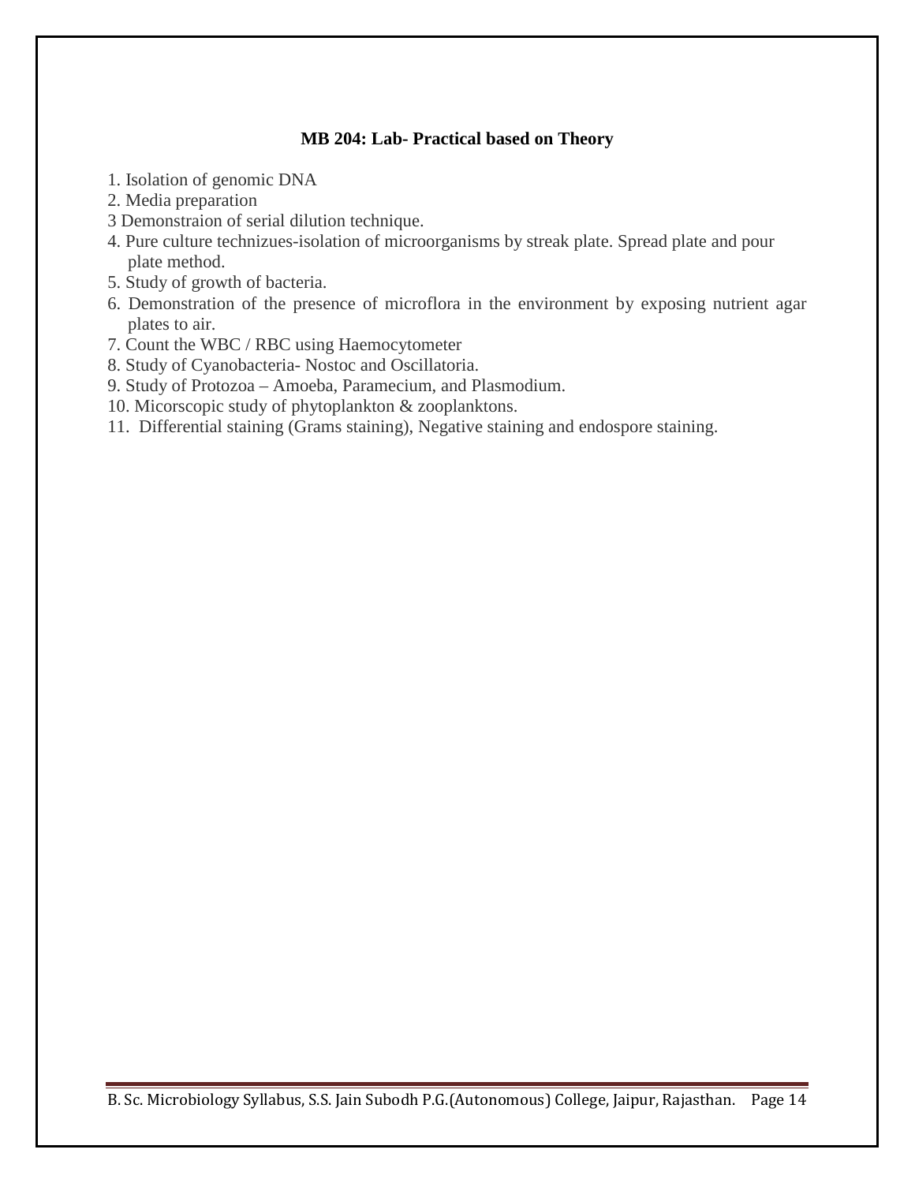### MB 204: Lab- Practical based on Theory

1. Isolation of genomic DNA
2. Media preparation
3 Demonstraion of serial dilution technique.
4. Pure culture technizues-isolation of microorganisms by streak plate. Spread plate and pour plate method.
5. Study of growth of bacteria.
6. Demonstration of the presence of microflora in the environment by exposing nutrient agar plates to air.
7. Count the WBC / RBC using Haemocytometer
8. Study of Cyanobacteria- Nostoc and Oscillatoria.
9. Study of Protozoa – Amoeba, Paramecium, and Plasmodium.
10. Micorscopic study of phytoplankton & zooplanktons.
11. Differential staining (Grams staining), Negative staining and endospore staining.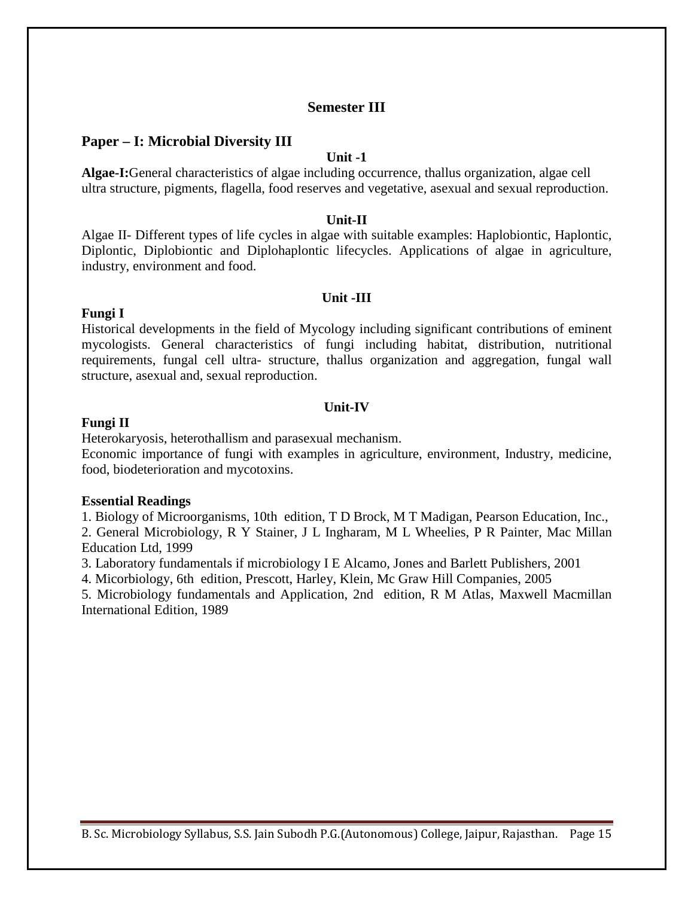## Semester III

### Paper – I: Microbial Diversity III

#### Unit -1

**Algae-I:**General characteristics of algae including occurrence, thallus organization, algae cell ultra structure, pigments, flagella, food reserves and vegetative, asexual and sexual reproduction.

#### Unit-II

Algae II- Different types of life cycles in algae with suitable examples: Haplobiontic, Haplontic, Diplontic, Diplobiontic and Diplohaplontic lifecycles. Applications of algae in agriculture, industry, environment and food.

#### Unit -III

**Fungi I**

Historical developments in the field of Mycology including significant contributions of eminent mycologists. General characteristics of fungi including habitat, distribution, nutritional requirements, fungal cell ultra- structure, thallus organization and aggregation, fungal wall structure, asexual and, sexual reproduction.

#### Unit-IV

**Fungi II**

Heterokaryosis, heterothallism and parasexual mechanism.

Economic importance of fungi with examples in agriculture, environment, Industry, medicine, food, biodeterioration and mycotoxins.

**Essential Readings**

1. Biology of Microorganisms, 10th edition, T D Brock, M T Madigan, Pearson Education, Inc.,
2. General Microbiology, R Y Stainer, J L Ingharam, M L Wheelies, P R Painter, Mac Millan Education Ltd, 1999
3. Laboratory fundamentals if microbiology I E Alcamo, Jones and Barlett Publishers, 2001
4. Micorbiology, 6th edition, Prescott, Harley, Klein, Mc Graw Hill Companies, 2005
5. Microbiology fundamentals and Application, 2nd edition, R M Atlas, Maxwell Macmillan International Edition, 1989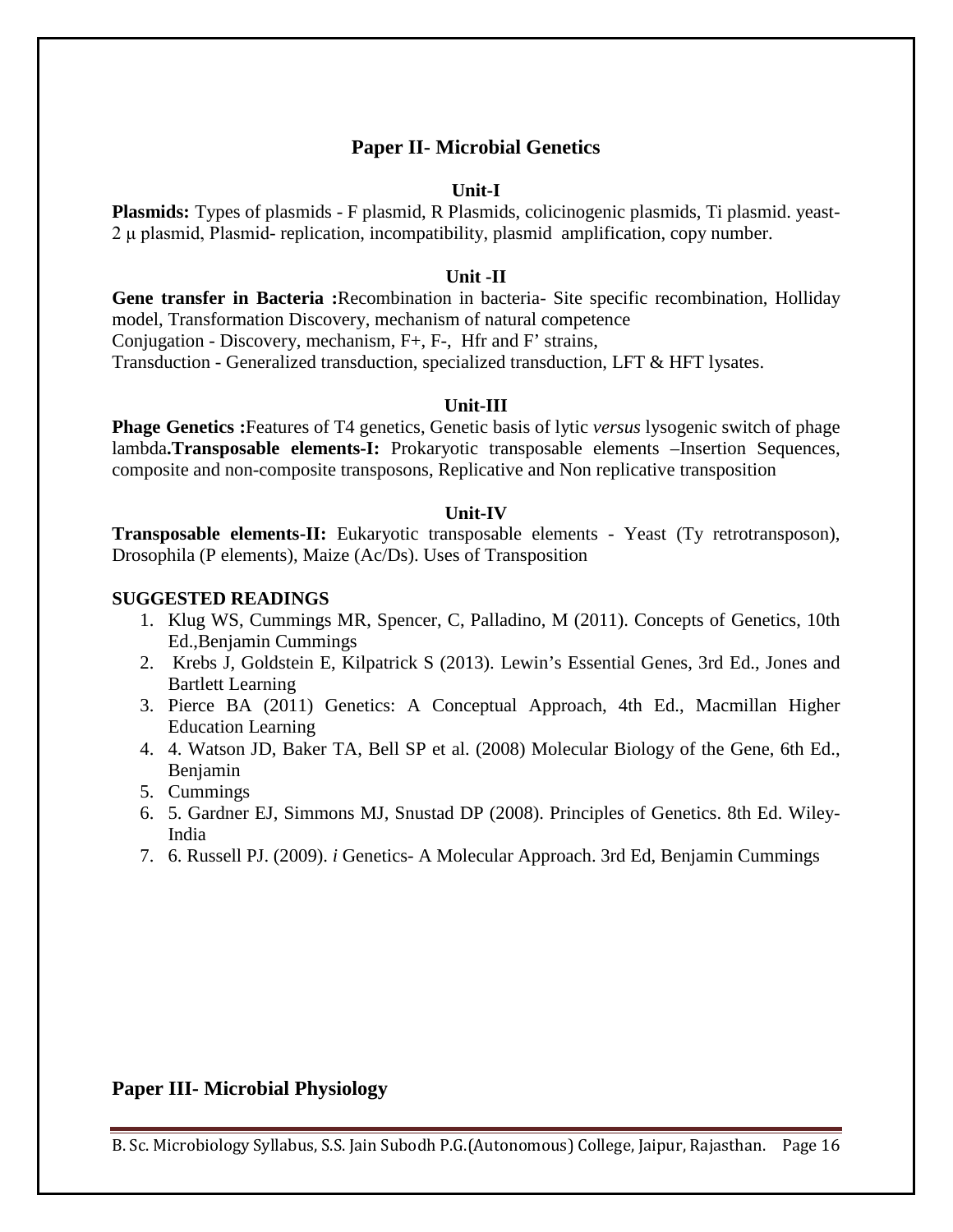## Paper II- Microbial Genetics

### Unit-I

**Plasmids:** Types of plasmids - F plasmid, R Plasmids, colicinogenic plasmids, Ti plasmid. yeast- 2 μ plasmid, Plasmid- replication, incompatibility, plasmid amplification, copy number.

### Unit -II

**Gene transfer in Bacteria :**Recombination in bacteria- Site specific recombination, Holliday model, Transformation Discovery, mechanism of natural competence

Conjugation - Discovery, mechanism, F+, F-, Hfr and F' strains,

Transduction - Generalized transduction, specialized transduction, LFT & HFT lysates.

### Unit-III

**Phage Genetics :**Features of T4 genetics, Genetic basis of lytic *versus* lysogenic switch of phage lambda**.Transposable elements-I:** Prokaryotic transposable elements –Insertion Sequences, composite and non-composite transposons, Replicative and Non replicative transposition

### Unit-IV

**Transposable elements-II:** Eukaryotic transposable elements - Yeast (Ty retrotransposon), Drosophila (P elements), Maize (Ac/Ds). Uses of Transposition

**SUGGESTED READINGS**

1. Klug WS, Cummings MR, Spencer, C, Palladino, M (2011). Concepts of Genetics, 10th Ed.,Benjamin Cummings
2. Krebs J, Goldstein E, Kilpatrick S (2013). Lewin's Essential Genes, 3rd Ed., Jones and Bartlett Learning
3. Pierce BA (2011) Genetics: A Conceptual Approach, 4th Ed., Macmillan Higher Education Learning
4. 4. Watson JD, Baker TA, Bell SP et al. (2008) Molecular Biology of the Gene, 6th Ed., Benjamin
5. Cummings
6. 5. Gardner EJ, Simmons MJ, Snustad DP (2008). Principles of Genetics. 8th Ed. Wiley-India
7. 6. Russell PJ. (2009). *i* Genetics- A Molecular Approach. 3rd Ed, Benjamin Cummings

## Paper III- Microbial Physiology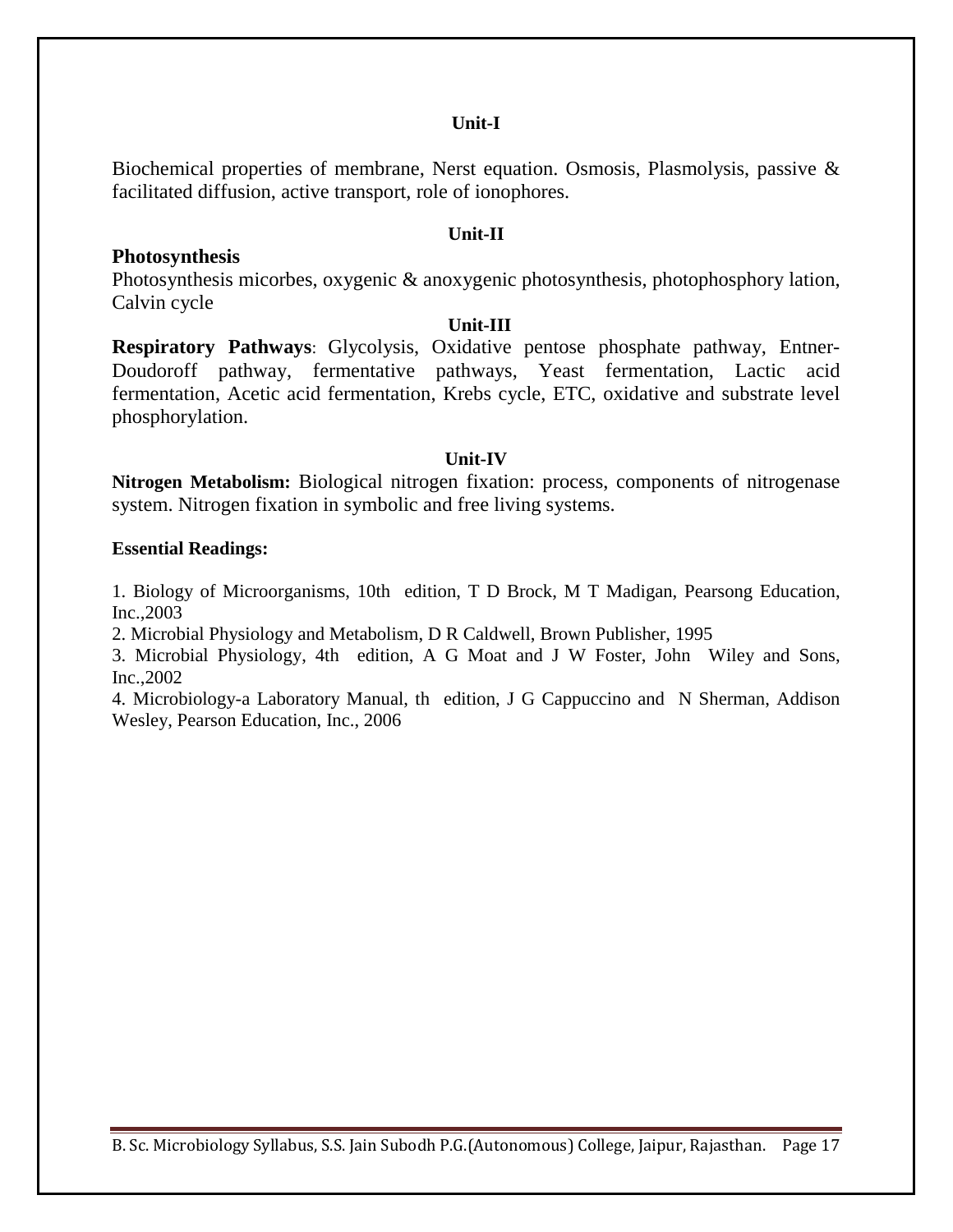### Unit-I

Biochemical properties of membrane, Nerst equation. Osmosis, Plasmolysis, passive & facilitated diffusion, active transport, role of ionophores.

### Unit-II

**Photosynthesis**

Photosynthesis micorbes, oxygenic & anoxygenic photosynthesis, photophosphory lation, Calvin cycle

### Unit-III

**Respiratory Pathways**: Glycolysis, Oxidative pentose phosphate pathway, Entner-Doudoroff pathway, fermentative pathways, Yeast fermentation, Lactic acid fermentation, Acetic acid fermentation, Krebs cycle, ETC, oxidative and substrate level phosphorylation.

### Unit-IV

**Nitrogen Metabolism:** Biological nitrogen fixation: process, components of nitrogenase system. Nitrogen fixation in symbolic and free living systems.

**Essential Readings:**

1. Biology of Microorganisms, 10th edition, T D Brock, M T Madigan, Pearsong Education, Inc.,2003
2. Microbial Physiology and Metabolism, D R Caldwell, Brown Publisher, 1995
3. Microbial Physiology, 4th edition, A G Moat and J W Foster, John Wiley and Sons, Inc.,2002
4. Microbiology-a Laboratory Manual, th edition, J G Cappuccino and N Sherman, Addison Wesley, Pearson Education, Inc., 2006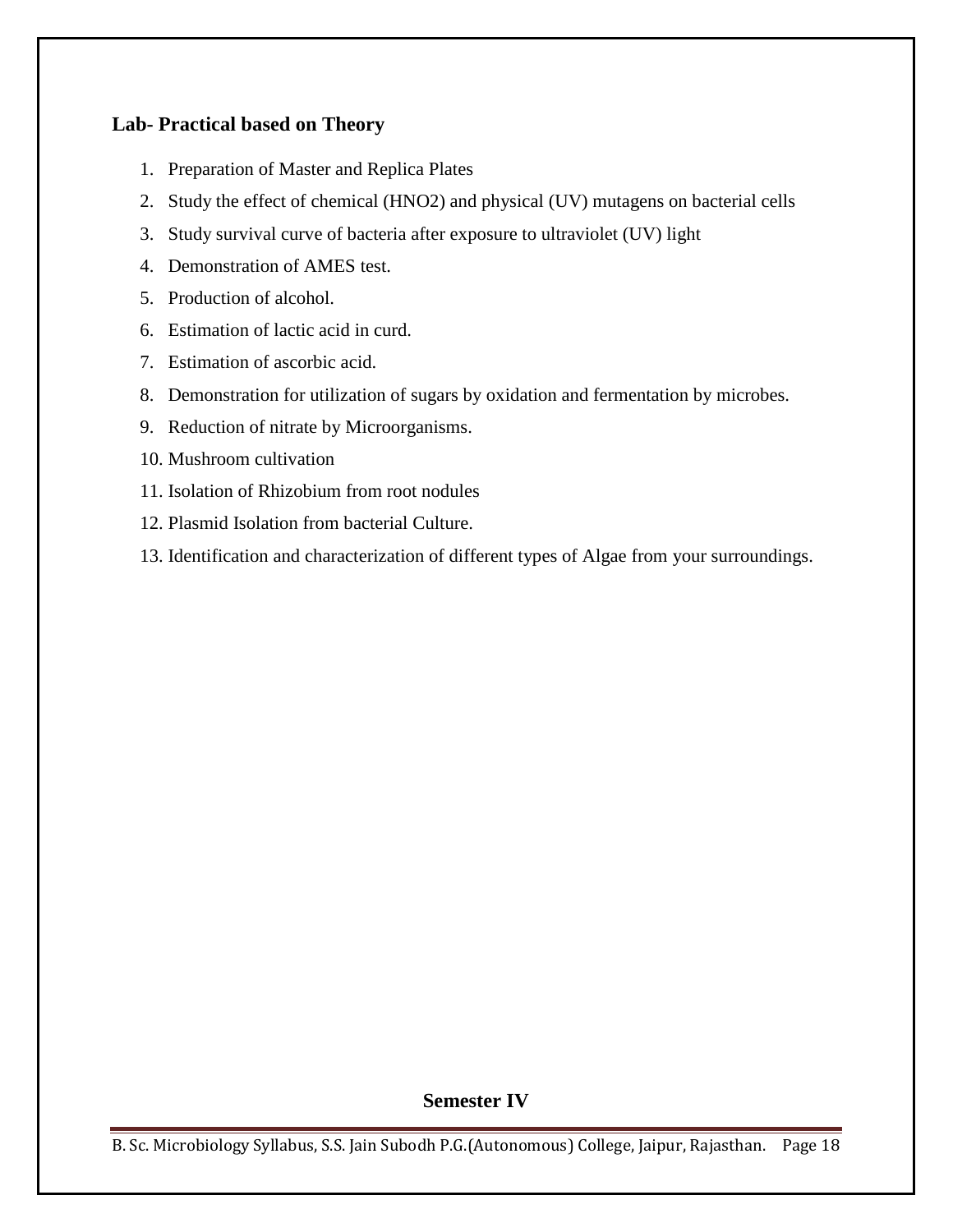**Lab- Practical based on Theory**

1. Preparation of Master and Replica Plates
2. Study the effect of chemical ($HNO_2$) and physical (UV) mutagens on bacterial cells
3. Study survival curve of bacteria after exposure to ultraviolet (UV) light
4. Demonstration of AMES test.
5. Production of alcohol.
6. Estimation of lactic acid in curd.
7. Estimation of ascorbic acid.
8. Demonstration for utilization of sugars by oxidation and fermentation by microbes.
9. Reduction of nitrate by Microorganisms.
10. Mushroom cultivation
11. Isolation of Rhizobium from root nodules
12. Plasmid Isolation from bacterial Culture.
13. Identification and characterization of different types of Algae from your surroundings.

**Semester IV**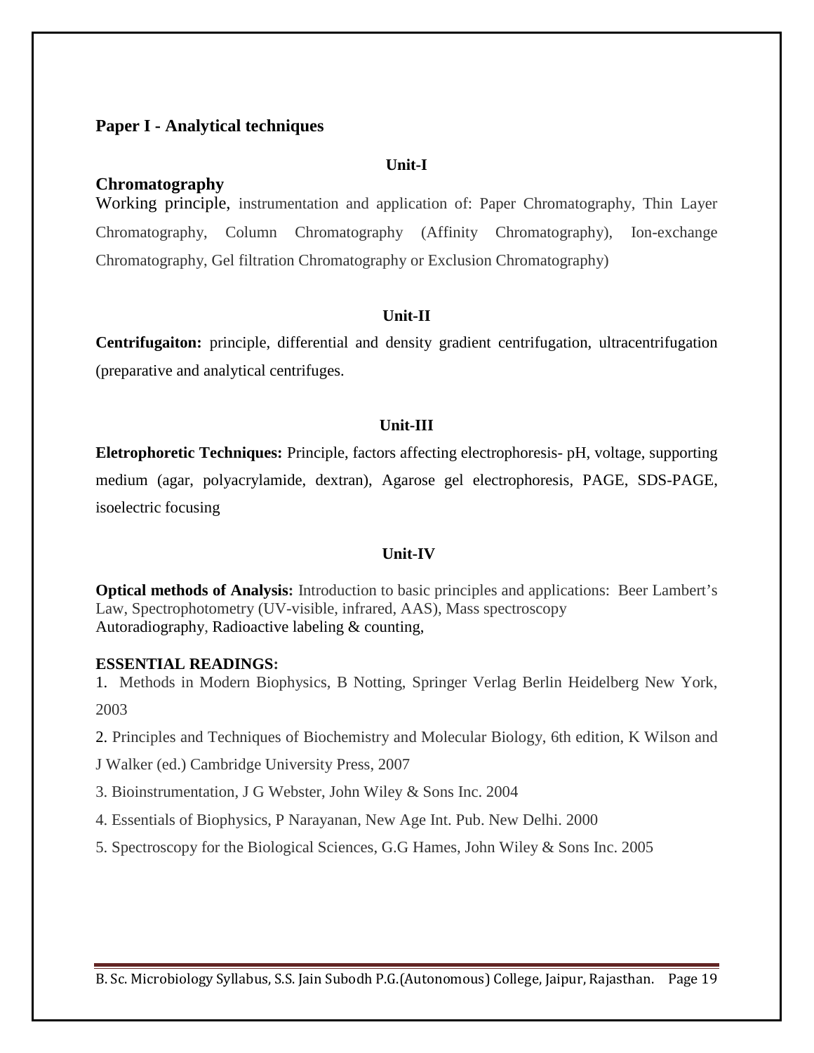## Paper I - Analytical techniques

### Unit-I

**Chromatography**

Working principle, instrumentation and application of: Paper Chromatography, Thin Layer Chromatography, Column Chromatography (Affinity Chromatography), Ion-exchange Chromatography, Gel filtration Chromatography or Exclusion Chromatography)

### Unit-II

**Centrifugaiton:** principle, differential and density gradient centrifugation, ultracentrifugation (preparative and analytical centrifuges.

### Unit-III

**Eletrophoretic Techniques:** Principle, factors affecting electrophoresis- pH, voltage, supporting medium (agar, polyacrylamide, dextran), Agarose gel electrophoresis, PAGE, SDS-PAGE, isoelectric focusing

### Unit-IV

**Optical methods of Analysis:** Introduction to basic principles and applications: Beer Lambert's Law, Spectrophotometry (UV-visible, infrared, AAS), Mass spectroscopy
Autoradiography, Radioactive labeling & counting,

**ESSENTIAL READINGS:**

1. Methods in Modern Biophysics, B Notting, Springer Verlag Berlin Heidelberg New York, 2003
2. Principles and Techniques of Biochemistry and Molecular Biology, 6th edition, K Wilson and J Walker (ed.) Cambridge University Press, 2007
3. Bioinstrumentation, J G Webster, John Wiley & Sons Inc. 2004
4. Essentials of Biophysics, P Narayanan, New Age Int. Pub. New Delhi. 2000
5. Spectroscopy for the Biological Sciences, G.G Hames, John Wiley & Sons Inc. 2005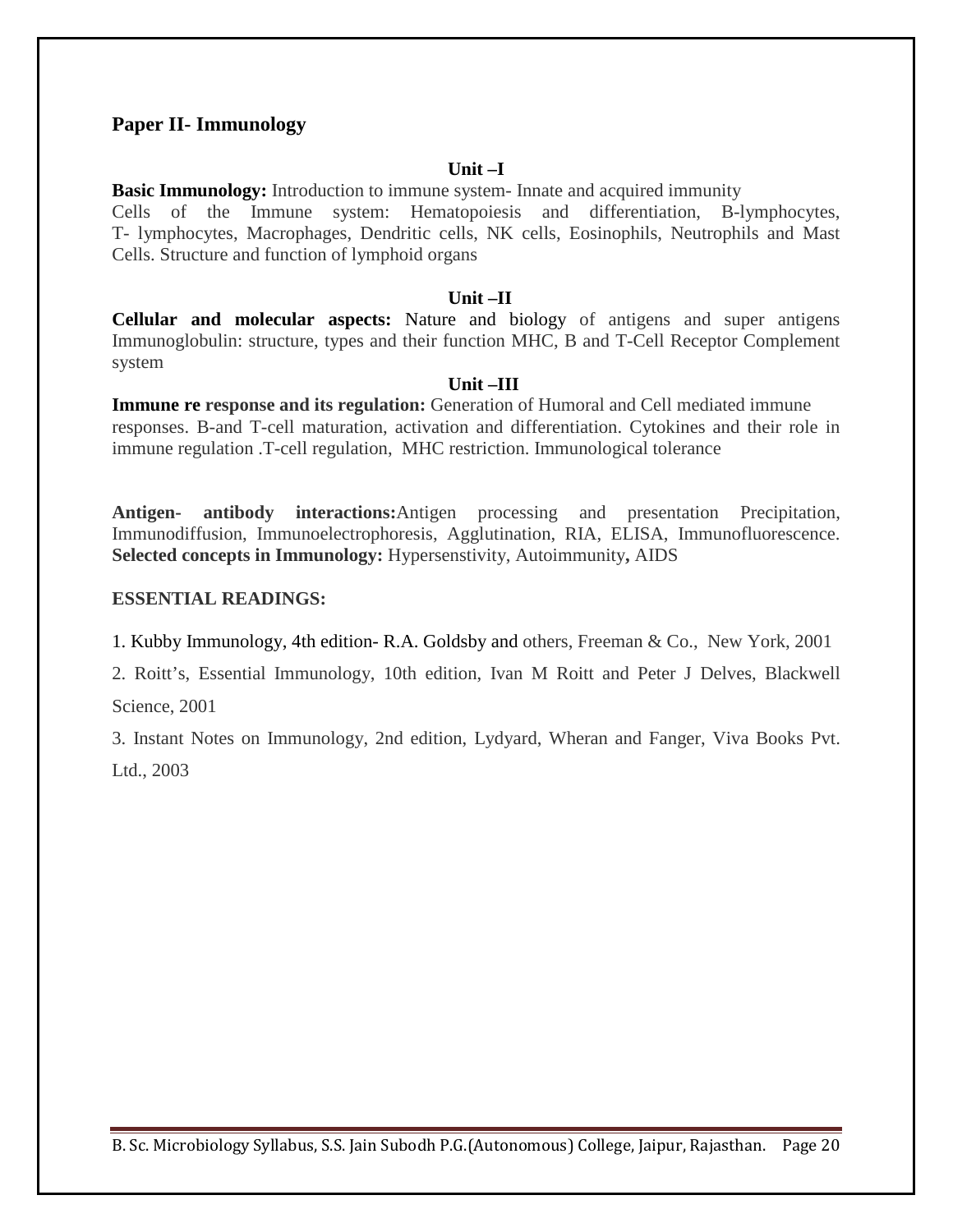## Paper II- Immunology

### Unit –I

**Basic Immunology:** Introduction to immune system- Innate and acquired immunity
Cells of the Immune system: Hematopoiesis and differentiation, B-lymphocytes, T- lymphocytes, Macrophages, Dendritic cells, NK cells, Eosinophils, Neutrophils and Mast Cells. Structure and function of lymphoid organs

### Unit –II

**Cellular and molecular aspects:** Nature and biology of antigens and super antigens Immunoglobulin: structure, types and their function MHC, B and T-Cell Receptor Complement system

### Unit –III

**Immune re response and its regulation:** Generation of Humoral and Cell mediated immune responses. B-and T-cell maturation, activation and differentiation. Cytokines and their role in immune regulation .T-cell regulation, MHC restriction. Immunological tolerance

**Antigen- antibody interactions:**Antigen processing and presentation Precipitation, Immunodiffusion, Immunoelectrophoresis, Agglutination, RIA, ELISA, Immunofluorescence.
**Selected concepts in Immunology:** Hypersenstivity, Autoimmunity**,** AIDS

**ESSENTIAL READINGS:**

1. Kubby Immunology, 4th edition- R.A. Goldsby and others, Freeman & Co., New York, 2001

2. Roitt's, Essential Immunology, 10th edition, Ivan M Roitt and Peter J Delves, Blackwell Science, 2001

3. Instant Notes on Immunology, 2nd edition, Lydyard, Wheran and Fanger, Viva Books Pvt. Ltd., 2003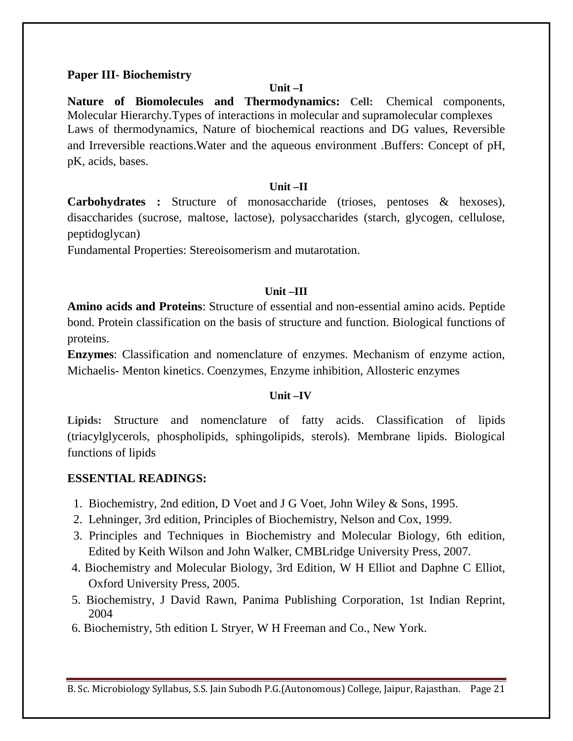**Paper III- Biochemistry**

**Unit –I**

**Nature of Biomolecules and Thermodynamics:** **Cell:** Chemical components, Molecular Hierarchy.Types of interactions in molecular and supramolecular complexes Laws of thermodynamics, Nature of biochemical reactions and DG values, Reversible and Irreversible reactions.Water and the aqueous environment .Buffers: Concept of pH, pK, acids, bases.

**Unit –II**

**Carbohydrates :** Structure of monosaccharide (trioses, pentoses & hexoses), disaccharides (sucrose, maltose, lactose), polysaccharides (starch, glycogen, cellulose, peptidoglycan)

Fundamental Properties: Stereoisomerism and mutarotation.

**Unit –III**

**Amino acids and Proteins**: Structure of essential and non-essential amino acids. Peptide bond. Protein classification on the basis of structure and function. Biological functions of proteins.

**Enzymes**: Classification and nomenclature of enzymes. Mechanism of enzyme action, Michaelis- Menton kinetics. Coenzymes, Enzyme inhibition, Allosteric enzymes

**Unit –IV**

**Lipids:** Structure and nomenclature of fatty acids. Classification of lipids (triacylglycerols, phospholipids, sphingolipids, sterols). Membrane lipids. Biological functions of lipids

**ESSENTIAL READINGS:**

1. Biochemistry, 2nd edition, D Voet and J G Voet, John Wiley & Sons, 1995.
2. Lehninger, 3rd edition, Principles of Biochemistry, Nelson and Cox, 1999.
3. Principles and Techniques in Biochemistry and Molecular Biology, 6th edition, Edited by Keith Wilson and John Walker, CMBLridge University Press, 2007.
4. Biochemistry and Molecular Biology, 3rd Edition, W H Elliot and Daphne C Elliot, Oxford University Press, 2005.
5. Biochemistry, J David Rawn, Panima Publishing Corporation, 1st Indian Reprint, 2004
6. Biochemistry, 5th edition L Stryer, W H Freeman and Co., New York.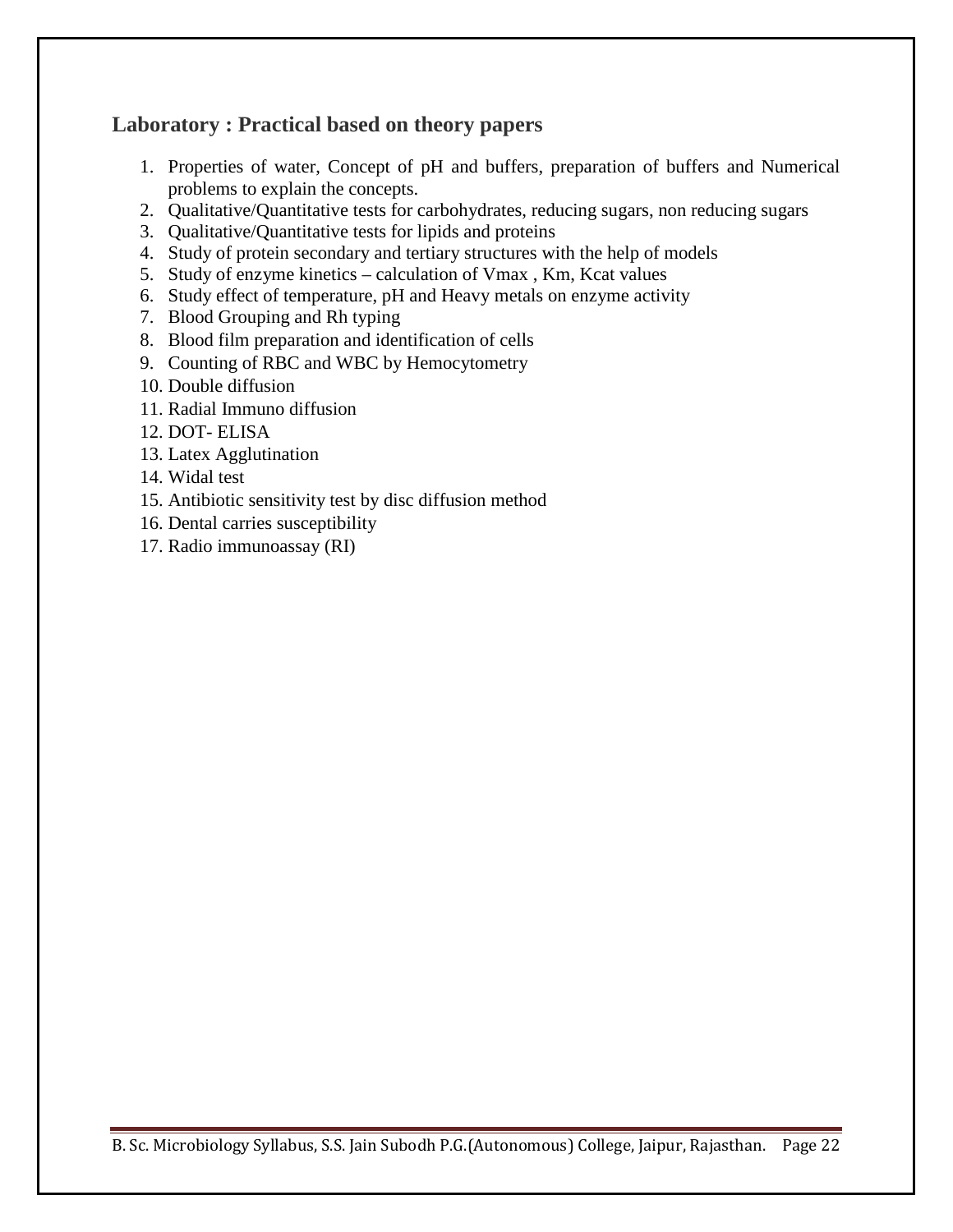## Laboratory : Practical based on theory papers

1. Properties of water, Concept of pH and buffers, preparation of buffers and Numerical problems to explain the concepts.
2. Qualitative/Quantitative tests for carbohydrates, reducing sugars, non reducing sugars
3. Qualitative/Quantitative tests for lipids and proteins
4. Study of protein secondary and tertiary structures with the help of models
5. Study of enzyme kinetics – calculation of Vmax , Km, Kcat values
6. Study effect of temperature, pH and Heavy metals on enzyme activity
7. Blood Grouping and Rh typing
8. Blood film preparation and identification of cells
9. Counting of RBC and WBC by Hemocytometry
10. Double diffusion
11. Radial Immuno diffusion
12. DOT- ELISA
13. Latex Agglutination
14. Widal test
15. Antibiotic sensitivity test by disc diffusion method
16. Dental carries susceptibility
17. Radio immunoassay (RI)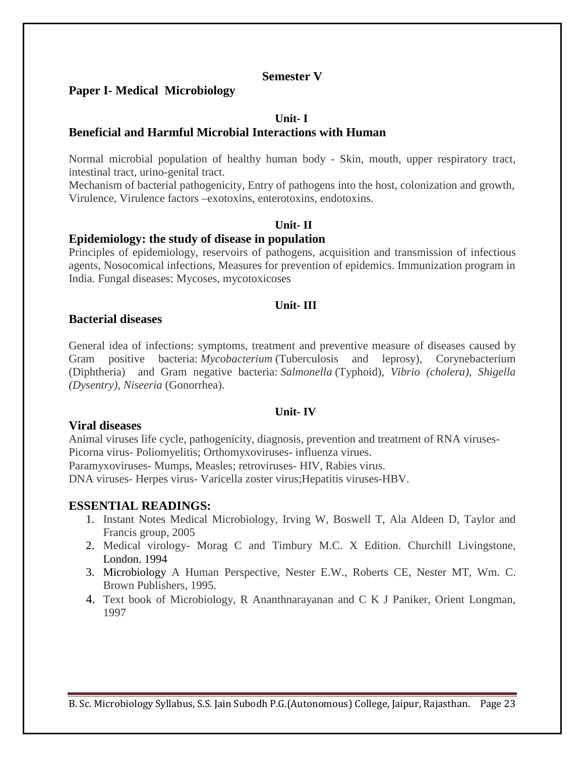## Semester V

### Paper I- Medical Microbiology

#### Unit- I

### Beneficial and Harmful Microbial Interactions with Human

Normal microbial population of healthy human body - Skin, mouth, upper respiratory tract, intestinal tract, urino-genital tract.

Mechanism of bacterial pathogenicity, Entry of pathogens into the host, colonization and growth, Virulence, Virulence factors –exotoxins, enterotoxins, endotoxins.

#### Unit- II

### Epidemiology: the study of disease in population

Principles of epidemiology, reservoirs of pathogens, acquisition and transmission of infectious agents, Nosocomical infections, Measures for prevention of epidemics. Immunization program in India. Fungal diseases: Mycoses, mycotoxicoses

#### Unit- III

### Bacterial diseases

General idea of infections: symptoms, treatment and preventive measure of diseases caused by Gram positive bacteria: *Mycobacterium* (Tuberculosis and leprosy), Corynebacterium (Diphtheria) and Gram negative bacteria: *Salmonella* (Typhoid), *Vibrio (cholera), Shigella (Dysentry), Niseeria* (Gonorrhea).

#### Unit- IV

### Viral diseases

Animal viruses life cycle, pathogenicity, diagnosis, prevention and treatment of RNA viruses- Picorna virus- Poliomyelitis; Orthomyxoviruses- influenza virues.

Paramyxoviruses- Mumps, Measles; retroviruses- HIV, Rabies virus.

DNA viruses- Herpes virus- Varicella zoster virus;Hepatitis viruses-HBV.

### ESSENTIAL READINGS:

1. Instant Notes Medical Microbiology, Irving W, Boswell T, Ala Aldeen D, Taylor and Francis group, 2005
2. Medical virology- Morag C and Timbury M.C. X Edition. Churchill Livingstone, London. 1994
3. Microbiology A Human Perspective, Nester E.W., Roberts CE, Nester MT, Wm. C. Brown Publishers, 1995.
4. Text book of Microbiology, R Ananthnarayanan and C K J Paniker, Orient Longman, 1997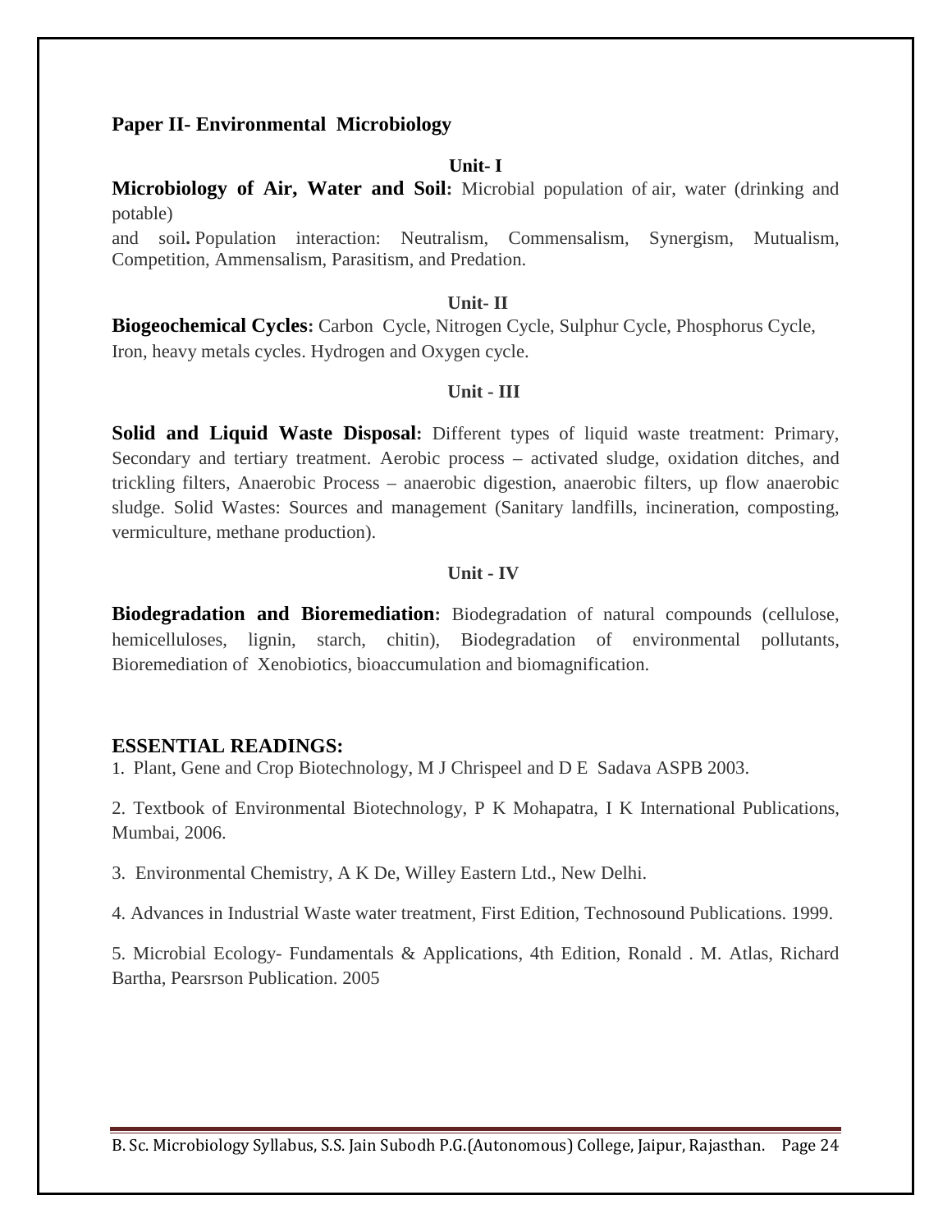## Paper II- Environmental Microbiology

### Unit- I

**Microbiology of Air, Water and Soil:** Microbial population of air, water (drinking and potable)

and soil**.** Population interaction: Neutralism, Commensalism, Synergism, Mutualism, Competition, Ammensalism, Parasitism, and Predation.

### Unit- II

**Biogeochemical Cycles:** Carbon Cycle, Nitrogen Cycle, Sulphur Cycle, Phosphorus Cycle, Iron, heavy metals cycles. Hydrogen and Oxygen cycle.

### Unit - III

**Solid and Liquid Waste Disposal:** Different types of liquid waste treatment: Primary, Secondary and tertiary treatment. Aerobic process – activated sludge, oxidation ditches, and trickling filters, Anaerobic Process – anaerobic digestion, anaerobic filters, up flow anaerobic sludge. Solid Wastes: Sources and management (Sanitary landfills, incineration, composting, vermiculture, methane production).

### Unit - IV

**Biodegradation and Bioremediation:** Biodegradation of natural compounds (cellulose, hemicelluloses, lignin, starch, chitin), Biodegradation of environmental pollutants, Bioremediation of Xenobiotics, bioaccumulation and biomagnification.

## ESSENTIAL READINGS:

1. Plant, Gene and Crop Biotechnology, M J Chrispeel and D E Sadava ASPB 2003.

2. Textbook of Environmental Biotechnology, P K Mohapatra, I K International Publications, Mumbai, 2006.

3. Environmental Chemistry, A K De, Willey Eastern Ltd., New Delhi.

4. Advances in Industrial Waste water treatment, First Edition, Technosound Publications. 1999.

5. Microbial Ecology- Fundamentals & Applications, 4th Edition, Ronald . M. Atlas, Richard Bartha, Pearsrson Publication. 2005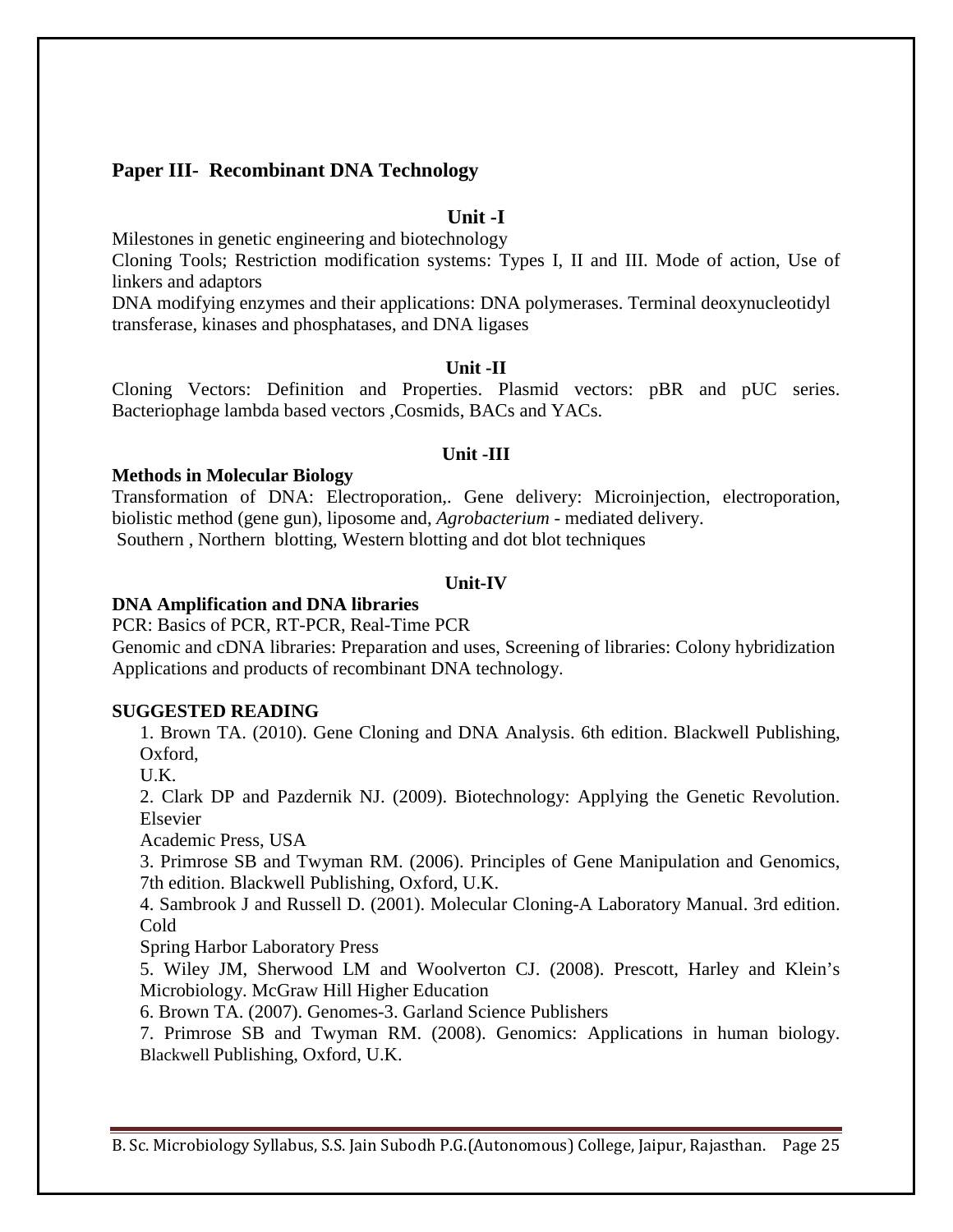## Paper III- Recombinant DNA Technology

### Unit -I

Milestones in genetic engineering and biotechnology

Cloning Tools; Restriction modification systems: Types I, II and III. Mode of action, Use of linkers and adaptors

DNA modifying enzymes and their applications: DNA polymerases. Terminal deoxynucleotidyl transferase, kinases and phosphatases, and DNA ligases

### Unit -II

Cloning Vectors: Definition and Properties. Plasmid vectors: pBR and pUC series. Bacteriophage lambda based vectors ,Cosmids, BACs and YACs.

### Unit -III

**Methods in Molecular Biology**

Transformation of DNA: Electroporation,. Gene delivery: Microinjection, electroporation, biolistic method (gene gun), liposome and, *Agrobacterium* - mediated delivery.

Southern , Northern blotting, Western blotting and dot blot techniques

### Unit-IV

**DNA Amplification and DNA libraries**

PCR: Basics of PCR, RT-PCR, Real-Time PCR

Genomic and cDNA libraries: Preparation and uses, Screening of libraries: Colony hybridization

Applications and products of recombinant DNA technology.

**SUGGESTED READING**

1. Brown TA. (2010). Gene Cloning and DNA Analysis. 6th edition. Blackwell Publishing, Oxford, U.K.
2. Clark DP and Pazdernik NJ. (2009). Biotechnology: Applying the Genetic Revolution. Elsevier Academic Press, USA
3. Primrose SB and Twyman RM. (2006). Principles of Gene Manipulation and Genomics, 7th edition. Blackwell Publishing, Oxford, U.K.
4. Sambrook J and Russell D. (2001). Molecular Cloning-A Laboratory Manual. 3rd edition. Cold Spring Harbor Laboratory Press
5. Wiley JM, Sherwood LM and Woolverton CJ. (2008). Prescott, Harley and Klein's Microbiology. McGraw Hill Higher Education
6. Brown TA. (2007). Genomes-3. Garland Science Publishers
7. Primrose SB and Twyman RM. (2008). Genomics: Applications in human biology. Blackwell Publishing, Oxford, U.K.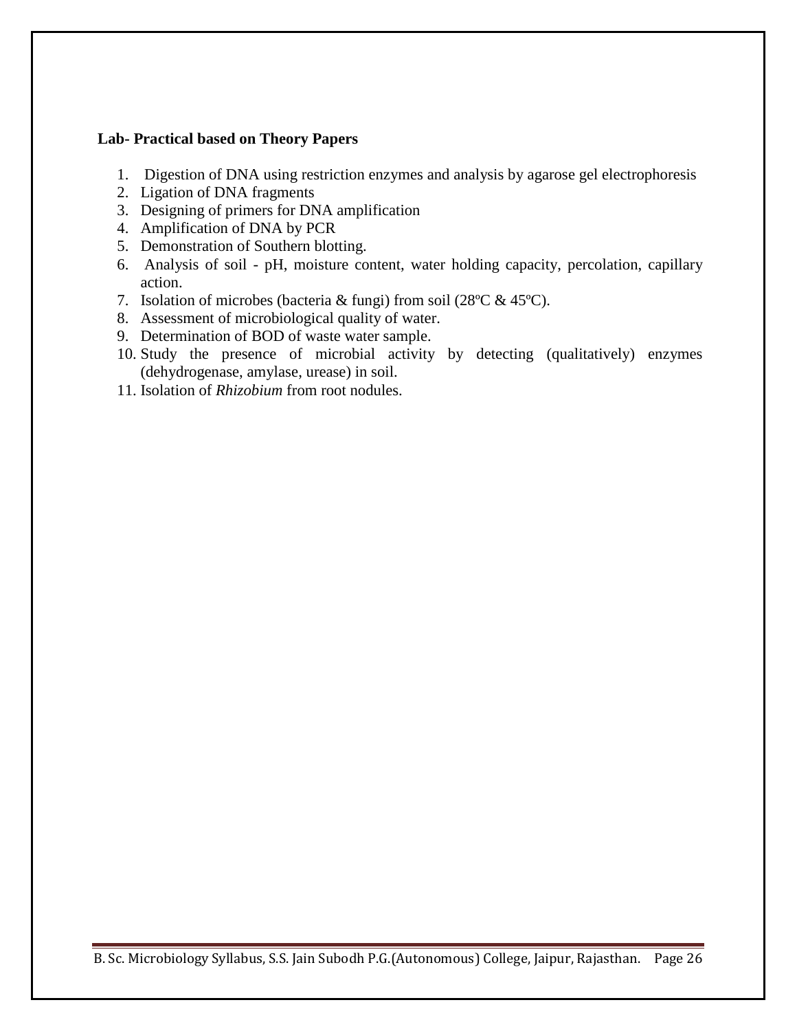**Lab- Practical based on Theory Papers**

1. Digestion of DNA using restriction enzymes and analysis by agarose gel electrophoresis
2. Ligation of DNA fragments
3. Designing of primers for DNA amplification
4. Amplification of DNA by PCR
5. Demonstration of Southern blotting.
6. Analysis of soil - pH, moisture content, water holding capacity, percolation, capillary action.
7. Isolation of microbes (bacteria & fungi) from soil (28ºC & 45ºC).
8. Assessment of microbiological quality of water.
9. Determination of BOD of waste water sample.
10. Study the presence of microbial activity by detecting (qualitatively) enzymes (dehydrogenase, amylase, urease) in soil.
11. Isolation of *Rhizobium* from root nodules.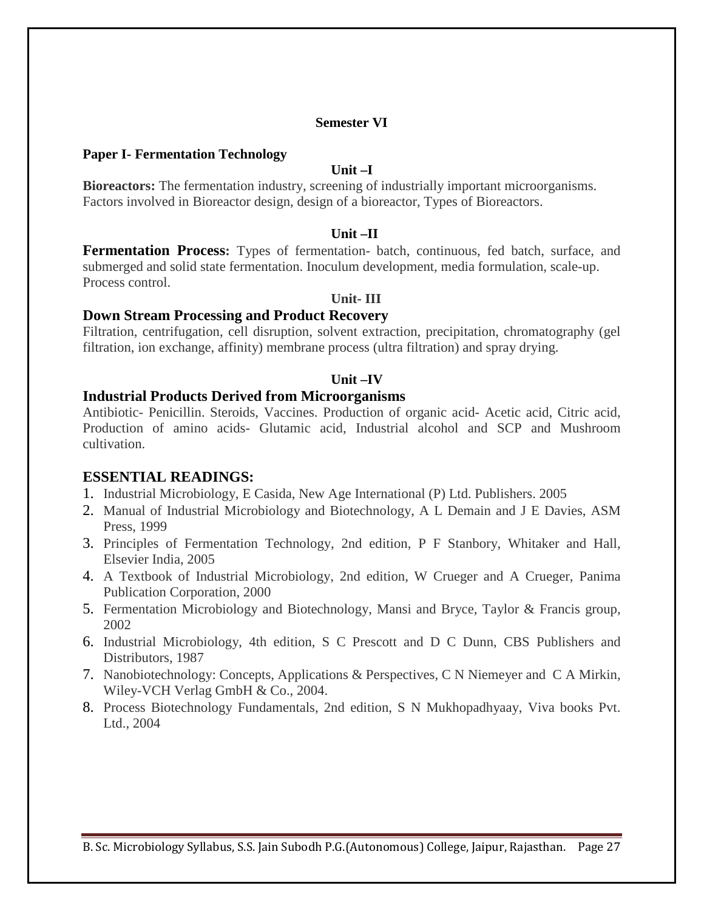## Semester VI

### Paper I- Fermentation Technology

#### Unit –I

**Bioreactors:** The fermentation industry, screening of industrially important microorganisms. Factors involved in Bioreactor design, design of a bioreactor, Types of Bioreactors.

#### Unit –II

**Fermentation Process:** Types of fermentation- batch, continuous, fed batch, surface, and submerged and solid state fermentation. Inoculum development, media formulation, scale-up. Process control.

#### Unit- III

**Down Stream Processing and Product Recovery**

Filtration, centrifugation, cell disruption, solvent extraction, precipitation, chromatography (gel filtration, ion exchange, affinity) membrane process (ultra filtration) and spray drying.

#### Unit –IV

**Industrial Products Derived from Microorganisms**

Antibiotic- Penicillin. Steroids, Vaccines. Production of organic acid- Acetic acid, Citric acid, Production of amino acids- Glutamic acid, Industrial alcohol and SCP and Mushroom cultivation.

### ESSENTIAL READINGS:

1. Industrial Microbiology, E Casida, New Age International (P) Ltd. Publishers. 2005
2. Manual of Industrial Microbiology and Biotechnology, A L Demain and J E Davies, ASM Press, 1999
3. Principles of Fermentation Technology, 2nd edition, P F Stanbory, Whitaker and Hall, Elsevier India, 2005
4. A Textbook of Industrial Microbiology, 2nd edition, W Crueger and A Crueger, Panima Publication Corporation, 2000
5. Fermentation Microbiology and Biotechnology, Mansi and Bryce, Taylor & Francis group, 2002
6. Industrial Microbiology, 4th edition, S C Prescott and D C Dunn, CBS Publishers and Distributors, 1987
7. Nanobiotechnology: Concepts, Applications & Perspectives, C N Niemeyer and C A Mirkin, Wiley-VCH Verlag GmbH & Co., 2004.
8. Process Biotechnology Fundamentals, 2nd edition, S N Mukhopadhyaay, Viva books Pvt. Ltd., 2004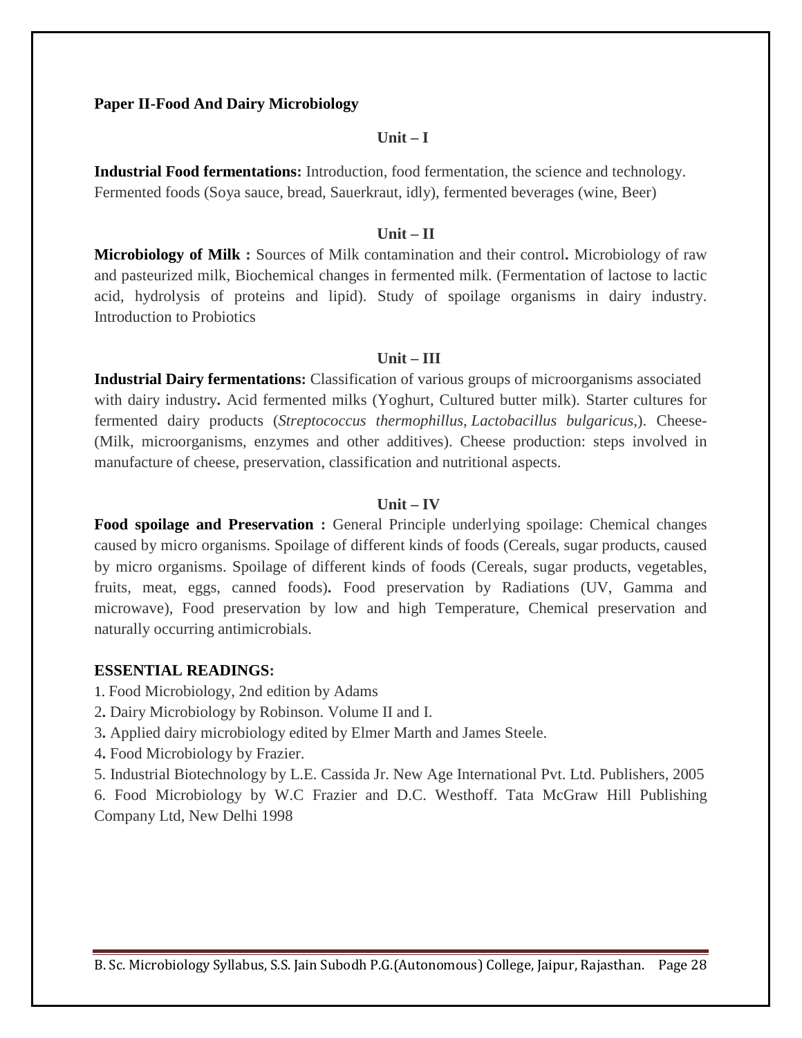**Paper II-Food And Dairy Microbiology**

**Unit – I**

**Industrial Food fermentations:** Introduction, food fermentation, the science and technology. Fermented foods (Soya sauce, bread, Sauerkraut, idly), fermented beverages (wine, Beer)

**Unit – II**

**Microbiology of Milk :** Sources of Milk contamination and their control**.** Microbiology of raw and pasteurized milk, Biochemical changes in fermented milk. (Fermentation of lactose to lactic acid, hydrolysis of proteins and lipid). Study of spoilage organisms in dairy industry. Introduction to Probiotics

**Unit – III**

**Industrial Dairy fermentations:** Classification of various groups of microorganisms associated with dairy industry**.** Acid fermented milks (Yoghurt, Cultured butter milk). Starter cultures for fermented dairy products (*Streptococcus thermophillus, Lactobacillus bulgaricus,*). Cheese-(Milk, microorganisms, enzymes and other additives). Cheese production: steps involved in manufacture of cheese, preservation, classification and nutritional aspects.

**Unit – IV**

**Food spoilage and Preservation :** General Principle underlying spoilage: Chemical changes caused by micro organisms. Spoilage of different kinds of foods (Cereals, sugar products, caused by micro organisms. Spoilage of different kinds of foods (Cereals, sugar products, vegetables, fruits, meat, eggs, canned foods)**.** Food preservation by Radiations (UV, Gamma and microwave), Food preservation by low and high Temperature, Chemical preservation and naturally occurring antimicrobials.

**ESSENTIAL READINGS:**

1. Food Microbiology, 2nd edition by Adams
2. Dairy Microbiology by Robinson. Volume II and I.
3. Applied dairy microbiology edited by Elmer Marth and James Steele.
4. Food Microbiology by Frazier.
5. Industrial Biotechnology by L.E. Cassida Jr. New Age International Pvt. Ltd. Publishers, 2005
6. Food Microbiology by W.C Frazier and D.C. Westhoff. Tata McGraw Hill Publishing Company Ltd, New Delhi 1998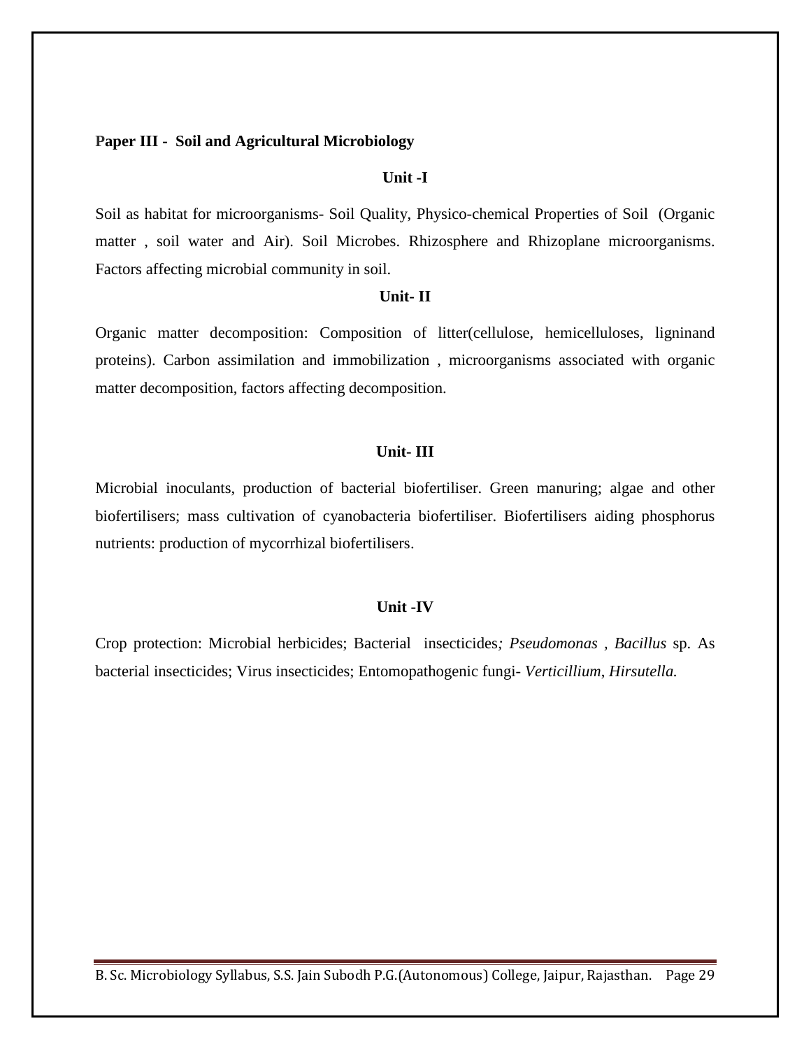**Paper III - Soil and Agricultural Microbiology**

**Unit -I**

Soil as habitat for microorganisms- Soil Quality, Physico-chemical Properties of Soil (Organic matter , soil water and Air). Soil Microbes. Rhizosphere and Rhizoplane microorganisms. Factors affecting microbial community in soil.

**Unit- II**

Organic matter decomposition: Composition of litter(cellulose, hemicelluloses, ligninand proteins). Carbon assimilation and immobilization , microorganisms associated with organic matter decomposition, factors affecting decomposition.

**Unit- III**

Microbial inoculants, production of bacterial biofertiliser. Green manuring; algae and other biofertilisers; mass cultivation of cyanobacteria biofertiliser. Biofertilisers aiding phosphorus nutrients: production of mycorrhizal biofertilisers.

**Unit -IV**

Crop protection: Microbial herbicides; Bacterial insecticides; *Pseudomonas* , *Bacillus* sp. As bacterial insecticides; Virus insecticides; Entomopathogenic fungi- *Verticillium*, *Hirsutella.*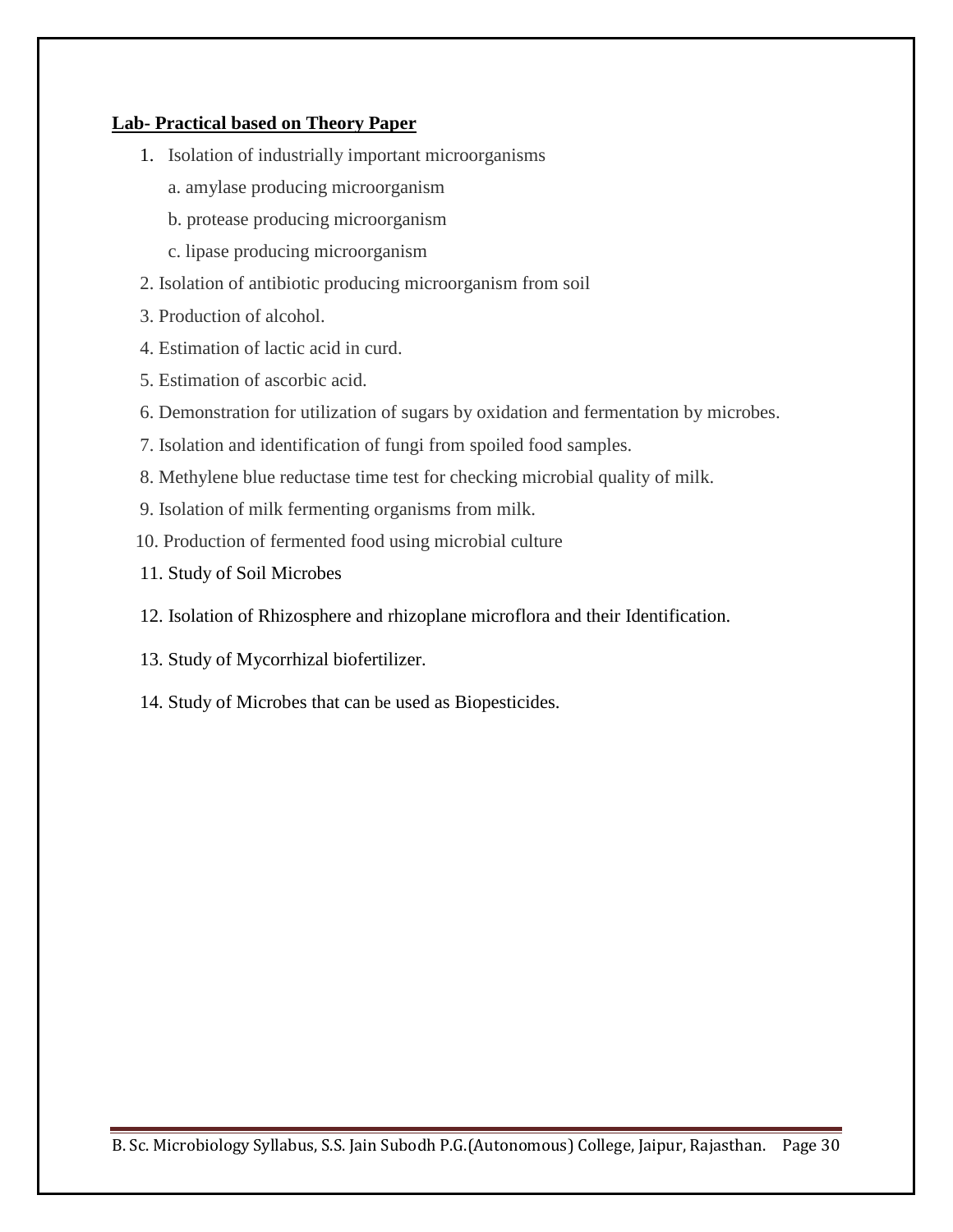**Lab- Practical based on Theory Paper**

1. Isolation of industrially important microorganisms
   a. amylase producing microorganism
   b. protease producing microorganism
   c. lipase producing microorganism
2. Isolation of antibiotic producing microorganism from soil
3. Production of alcohol.
4. Estimation of lactic acid in curd.
5. Estimation of ascorbic acid.
6. Demonstration for utilization of sugars by oxidation and fermentation by microbes.
7. Isolation and identification of fungi from spoiled food samples.
8. Methylene blue reductase time test for checking microbial quality of milk.
9. Isolation of milk fermenting organisms from milk.
10. Production of fermented food using microbial culture
11. Study of Soil Microbes
12. Isolation of Rhizosphere and rhizoplane microflora and their Identification.
13. Study of Mycorrhizal biofertilizer.
14. Study of Microbes that can be used as Biopesticides.